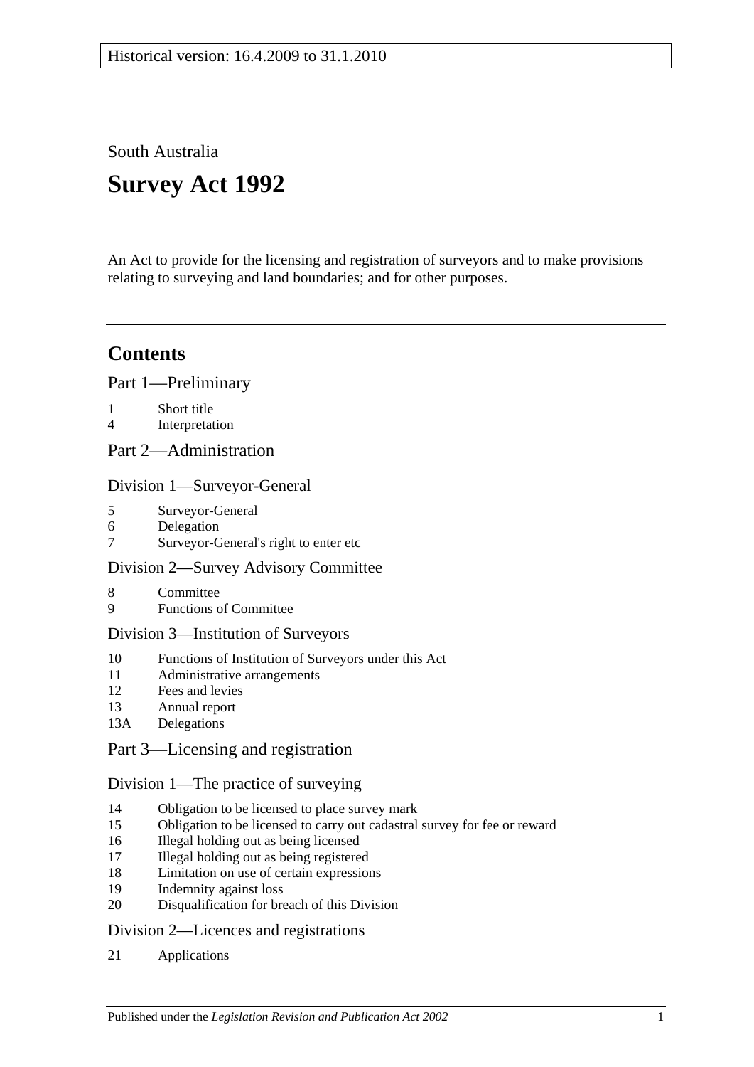Historical version: 16.4.2009 to 31.1.2010

South Australia

# Survey Act 1992

An Act to provide for the licensing and registration of surveyors and to make provisions relating to surveying and land boundaries; and for other purposes.

## Contents

Part 1—Preliminary

1 Short title
4 Interpretation

Part 2—Administration

Division 1—Surveyor-General

5 Surveyor-General
6 Delegation
7 Surveyor-General's right to enter etc

Division 2—Survey Advisory Committee

8 Committee
9 Functions of Committee

Division 3—Institution of Surveyors

10 Functions of Institution of Surveyors under this Act
11 Administrative arrangements
12 Fees and levies
13 Annual report
13A Delegations

Part 3—Licensing and registration

Division 1—The practice of surveying

14 Obligation to be licensed to place survey mark
15 Obligation to be licensed to carry out cadastral survey for fee or reward
16 Illegal holding out as being licensed
17 Illegal holding out as being registered
18 Limitation on use of certain expressions
19 Indemnity against loss
20 Disqualification for breach of this Division

Division 2—Licences and registrations

21 Applications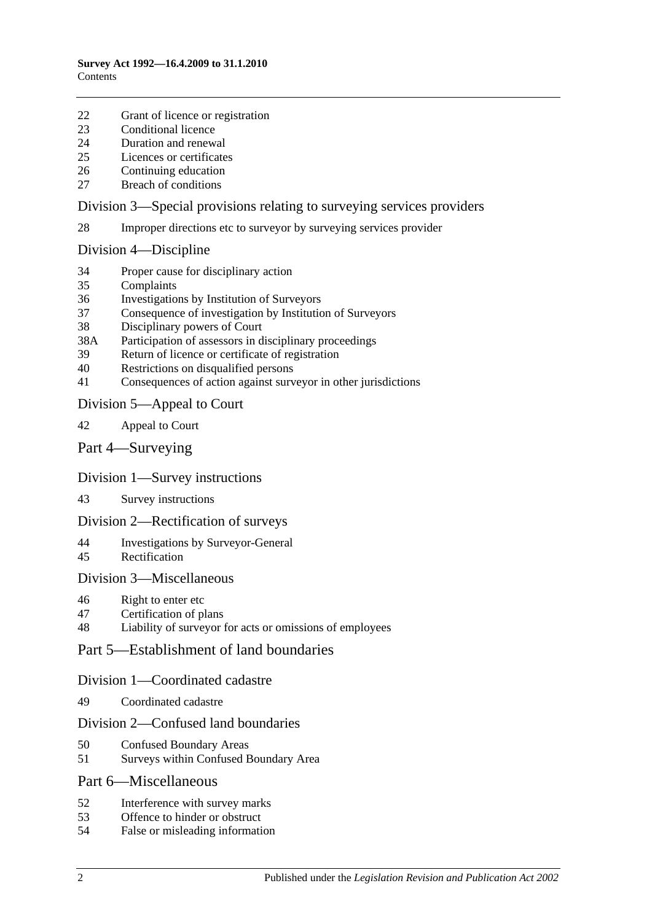22 Grant of licence or registration
23 Conditional licence
24 Duration and renewal
25 Licences or certificates
26 Continuing education
27 Breach of conditions

## Division 3—Special provisions relating to surveying services providers

28 Improper directions etc to surveyor by surveying services provider

## Division 4—Discipline

34 Proper cause for disciplinary action
35 Complaints
36 Investigations by Institution of Surveyors
37 Consequence of investigation by Institution of Surveyors
38 Disciplinary powers of Court
38A Participation of assessors in disciplinary proceedings
39 Return of licence or certificate of registration
40 Restrictions on disqualified persons
41 Consequences of action against surveyor in other jurisdictions

## Division 5—Appeal to Court

42 Appeal to Court

# Part 4—Surveying

## Division 1—Survey instructions

43 Survey instructions

## Division 2—Rectification of surveys

44 Investigations by Surveyor-General
45 Rectification

## Division 3—Miscellaneous

46 Right to enter etc
47 Certification of plans
48 Liability of surveyor for acts or omissions of employees

# Part 5—Establishment of land boundaries

## Division 1—Coordinated cadastre

49 Coordinated cadastre

## Division 2—Confused land boundaries

50 Confused Boundary Areas
51 Surveys within Confused Boundary Area

# Part 6—Miscellaneous

52 Interference with survey marks
53 Offence to hinder or obstruct
54 False or misleading information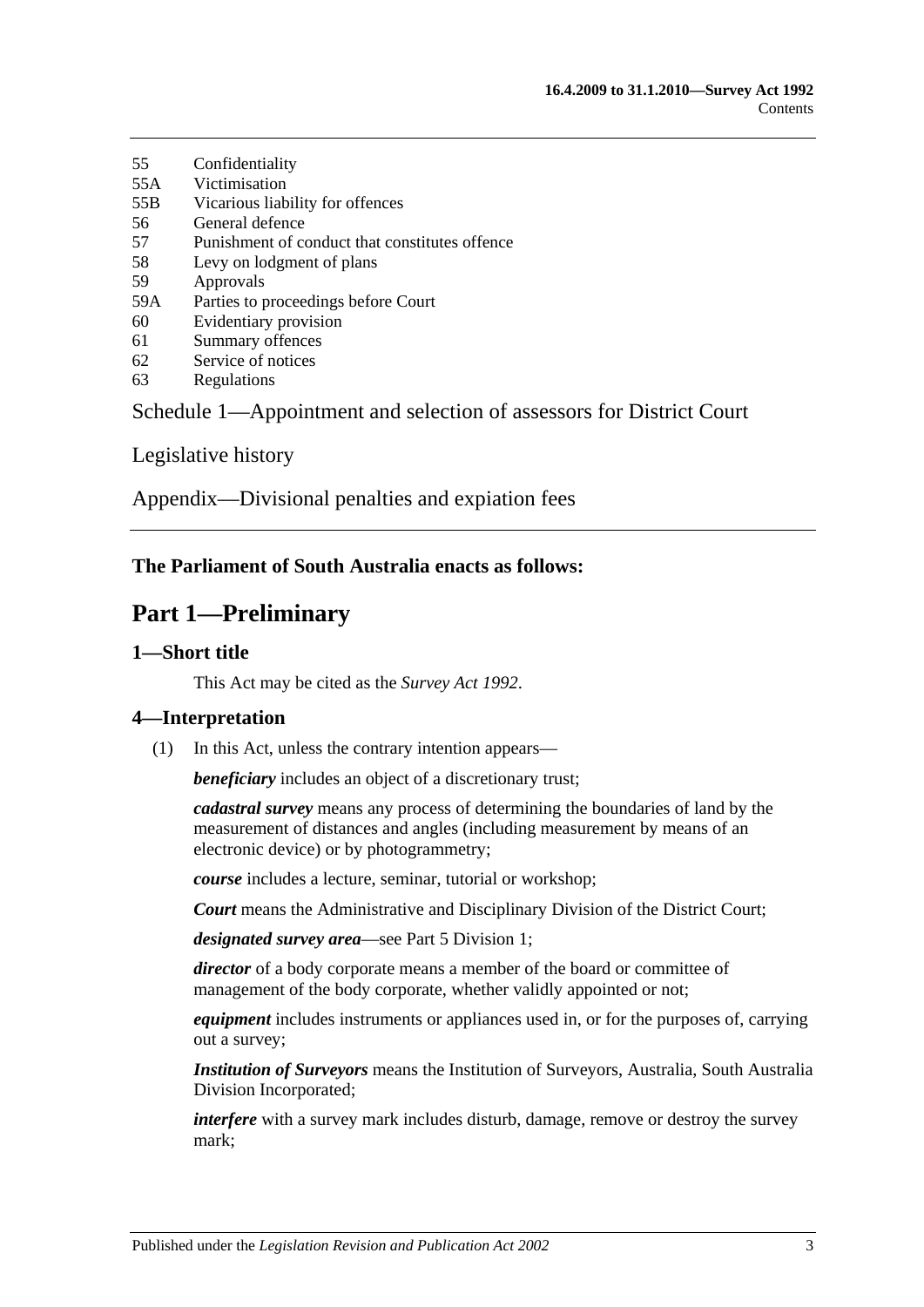55 Confidentiality
55A Victimisation
55B Vicarious liability for offences
56 General defence
57 Punishment of conduct that constitutes offence
58 Levy on lodgment of plans
59 Approvals
59A Parties to proceedings before Court
60 Evidentiary provision
61 Summary offences
62 Service of notices
63 Regulations

Schedule 1—Appointment and selection of assessors for District Court

Legislative history

Appendix—Divisional penalties and expiation fees

**The Parliament of South Australia enacts as follows:**

# Part 1—Preliminary

## 1—Short title

This Act may be cited as the *Survey Act 1992*.

## 4—Interpretation

(1) In this Act, unless the contrary intention appears—

***beneficiary*** includes an object of a discretionary trust;

***cadastral survey*** means any process of determining the boundaries of land by the measurement of distances and angles (including measurement by means of an electronic device) or by photogrammetry;

***course*** includes a lecture, seminar, tutorial or workshop;

***Court*** means the Administrative and Disciplinary Division of the District Court;

***designated survey area***—see Part 5 Division 1;

***director*** of a body corporate means a member of the board or committee of management of the body corporate, whether validly appointed or not;

***equipment*** includes instruments or appliances used in, or for the purposes of, carrying out a survey;

***Institution of Surveyors*** means the Institution of Surveyors, Australia, South Australia Division Incorporated;

***interfere*** with a survey mark includes disturb, damage, remove or destroy the survey mark;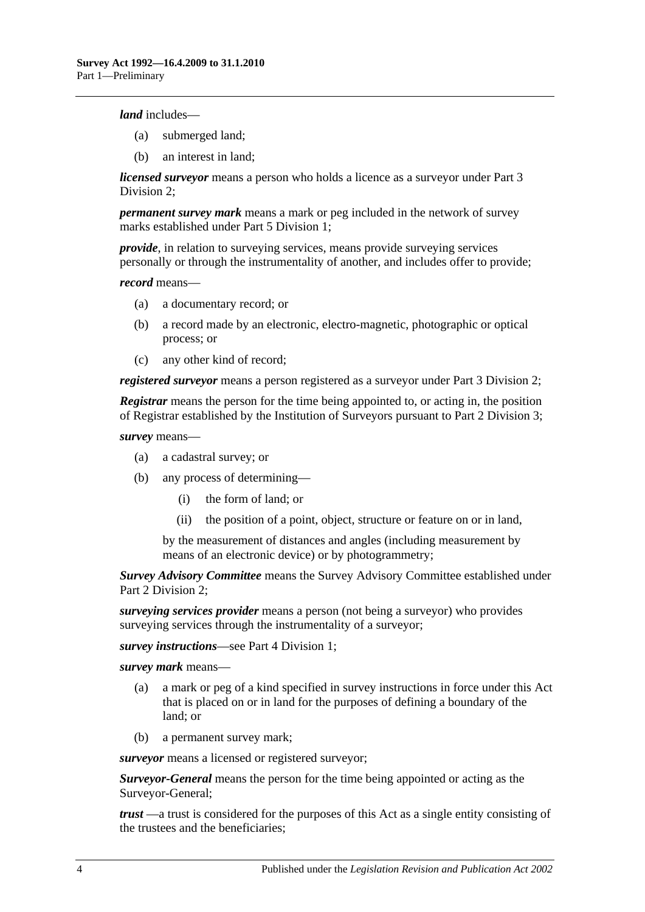***land*** includes—

(a) submerged land;

(b) an interest in land;

***licensed surveyor*** means a person who holds a licence as a surveyor under Part 3 Division 2;

***permanent survey mark*** means a mark or peg included in the network of survey marks established under Part 5 Division 1;

***provide***, in relation to surveying services, means provide surveying services personally or through the instrumentality of another, and includes offer to provide;

***record*** means—

(a) a documentary record; or

(b) a record made by an electronic, electro-magnetic, photographic or optical process; or

(c) any other kind of record;

***registered surveyor*** means a person registered as a surveyor under Part 3 Division 2;

***Registrar*** means the person for the time being appointed to, or acting in, the position of Registrar established by the Institution of Surveyors pursuant to Part 2 Division 3;

***survey*** means—

(a) a cadastral survey; or

(b) any process of determining—

(i) the form of land; or

(ii) the position of a point, object, structure or feature on or in land,

by the measurement of distances and angles (including measurement by means of an electronic device) or by photogrammetry;

***Survey Advisory Committee*** means the Survey Advisory Committee established under Part 2 Division 2;

***surveying services provider*** means a person (not being a surveyor) who provides surveying services through the instrumentality of a surveyor;

***survey instructions***—see Part 4 Division 1;

***survey mark*** means—

(a) a mark or peg of a kind specified in survey instructions in force under this Act that is placed on or in land for the purposes of defining a boundary of the land; or

(b) a permanent survey mark;

***surveyor*** means a licensed or registered surveyor;

***Surveyor-General*** means the person for the time being appointed or acting as the Surveyor-General;

***trust*** —a trust is considered for the purposes of this Act as a single entity consisting of the trustees and the beneficiaries;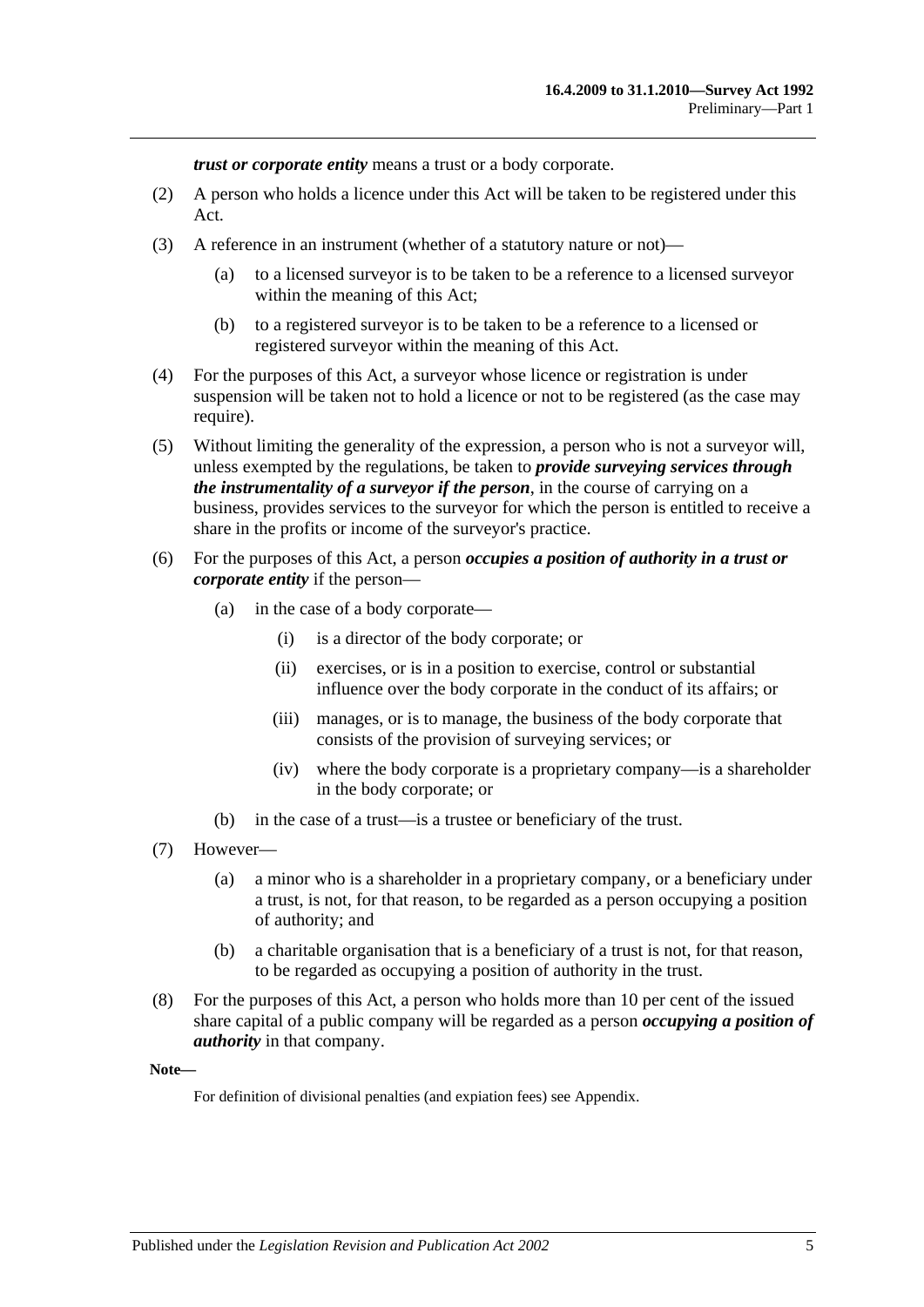***trust or corporate entity*** means a trust or a body corporate.

(2) A person who holds a licence under this Act will be taken to be registered under this Act.

(3) A reference in an instrument (whether of a statutory nature or not)—

(a) to a licensed surveyor is to be taken to be a reference to a licensed surveyor within the meaning of this Act;

(b) to a registered surveyor is to be taken to be a reference to a licensed or registered surveyor within the meaning of this Act.

(4) For the purposes of this Act, a surveyor whose licence or registration is under suspension will be taken not to hold a licence or not to be registered (as the case may require).

(5) Without limiting the generality of the expression, a person who is not a surveyor will, unless exempted by the regulations, be taken to ***provide surveying services through the instrumentality of a surveyor if the person***, in the course of carrying on a business, provides services to the surveyor for which the person is entitled to receive a share in the profits or income of the surveyor's practice.

(6) For the purposes of this Act, a person ***occupies a position of authority in a trust or corporate entity*** if the person—

(a) in the case of a body corporate—

(i) is a director of the body corporate; or

(ii) exercises, or is in a position to exercise, control or substantial influence over the body corporate in the conduct of its affairs; or

(iii) manages, or is to manage, the business of the body corporate that consists of the provision of surveying services; or

(iv) where the body corporate is a proprietary company—is a shareholder in the body corporate; or

(b) in the case of a trust—is a trustee or beneficiary of the trust.

(7) However—

(a) a minor who is a shareholder in a proprietary company, or a beneficiary under a trust, is not, for that reason, to be regarded as a person occupying a position of authority; and

(b) a charitable organisation that is a beneficiary of a trust is not, for that reason, to be regarded as occupying a position of authority in the trust.

(8) For the purposes of this Act, a person who holds more than 10 per cent of the issued share capital of a public company will be regarded as a person ***occupying a position of authority*** in that company.

**Note—**

For definition of divisional penalties (and expiation fees) see Appendix.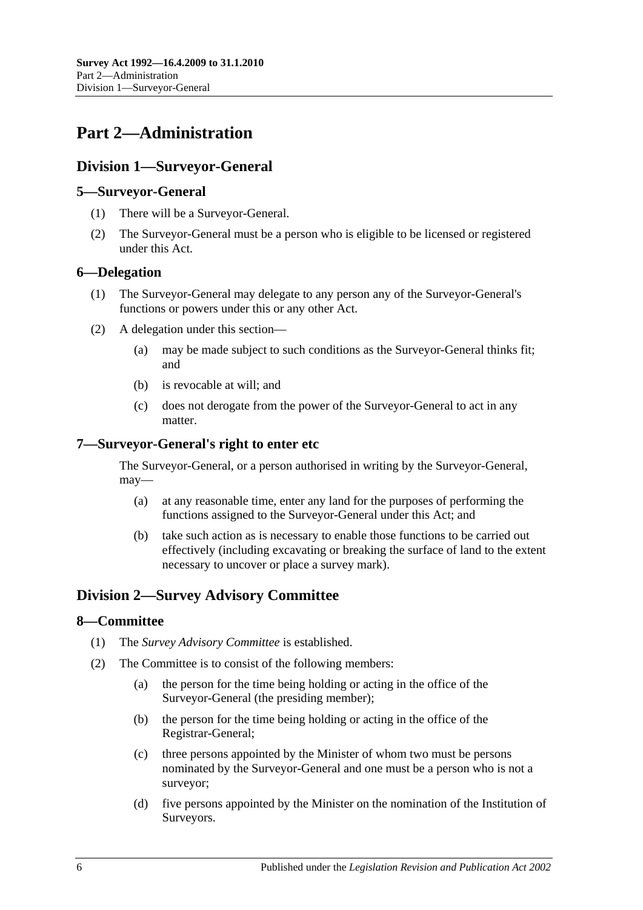# Part 2—Administration

## Division 1—Surveyor-General

### 5—Surveyor-General

(1) There will be a Surveyor-General.

(2) The Surveyor-General must be a person who is eligible to be licensed or registered under this Act.

### 6—Delegation

(1) The Surveyor-General may delegate to any person any of the Surveyor-General's functions or powers under this or any other Act.

(2) A delegation under this section—

(a) may be made subject to such conditions as the Surveyor-General thinks fit; and

(b) is revocable at will; and

(c) does not derogate from the power of the Surveyor-General to act in any matter.

### 7—Surveyor-General's right to enter etc

The Surveyor-General, or a person authorised in writing by the Surveyor-General, may—

(a) at any reasonable time, enter any land for the purposes of performing the functions assigned to the Surveyor-General under this Act; and

(b) take such action as is necessary to enable those functions to be carried out effectively (including excavating or breaking the surface of land to the extent necessary to uncover or place a survey mark).

## Division 2—Survey Advisory Committee

### 8—Committee

(1) The *Survey Advisory Committee* is established.

(2) The Committee is to consist of the following members:

(a) the person for the time being holding or acting in the office of the Surveyor-General (the presiding member);

(b) the person for the time being holding or acting in the office of the Registrar-General;

(c) three persons appointed by the Minister of whom two must be persons nominated by the Surveyor-General and one must be a person who is not a surveyor;

(d) five persons appointed by the Minister on the nomination of the Institution of Surveyors.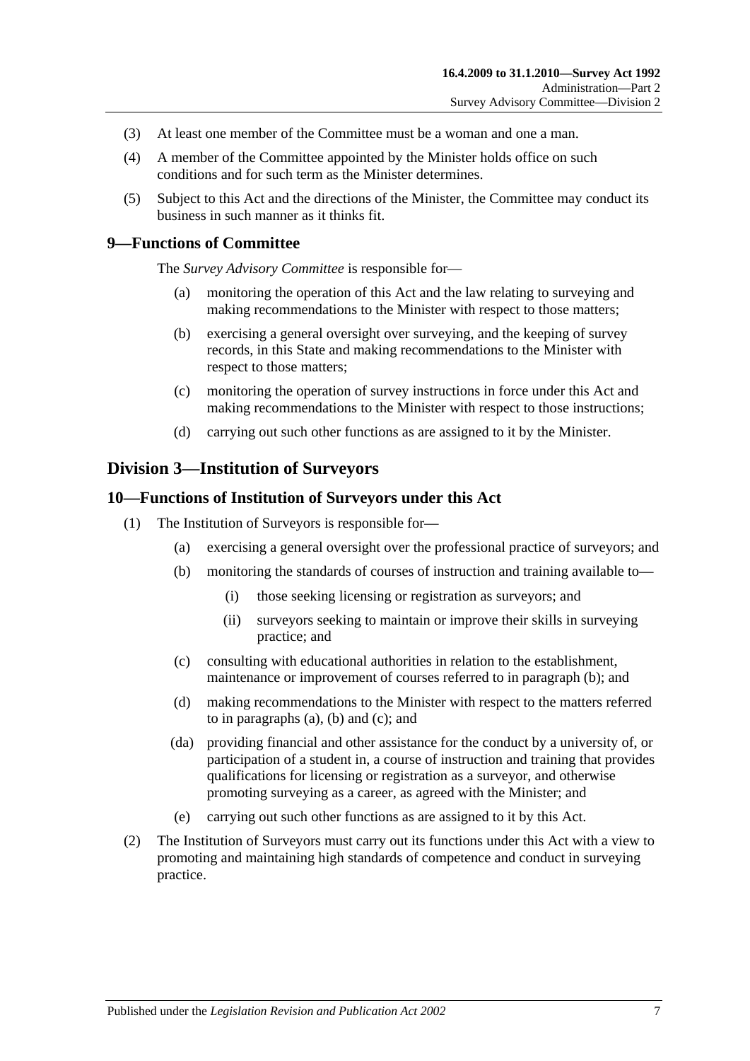(3) At least one member of the Committee must be a woman and one a man.

(4) A member of the Committee appointed by the Minister holds office on such conditions and for such term as the Minister determines.

(5) Subject to this Act and the directions of the Minister, the Committee may conduct its business in such manner as it thinks fit.

### 9—Functions of Committee

The *Survey Advisory Committee* is responsible for—

(a) monitoring the operation of this Act and the law relating to surveying and making recommendations to the Minister with respect to those matters;

(b) exercising a general oversight over surveying, and the keeping of survey records, in this State and making recommendations to the Minister with respect to those matters;

(c) monitoring the operation of survey instructions in force under this Act and making recommendations to the Minister with respect to those instructions;

(d) carrying out such other functions as are assigned to it by the Minister.

## Division 3—Institution of Surveyors

### 10—Functions of Institution of Surveyors under this Act

(1) The Institution of Surveyors is responsible for—

(a) exercising a general oversight over the professional practice of surveyors; and

(b) monitoring the standards of courses of instruction and training available to—

(i) those seeking licensing or registration as surveyors; and

(ii) surveyors seeking to maintain or improve their skills in surveying practice; and

(c) consulting with educational authorities in relation to the establishment, maintenance or improvement of courses referred to in paragraph (b); and

(d) making recommendations to the Minister with respect to the matters referred to in paragraphs (a), (b) and (c); and

(da) providing financial and other assistance for the conduct by a university of, or participation of a student in, a course of instruction and training that provides qualifications for licensing or registration as a surveyor, and otherwise promoting surveying as a career, as agreed with the Minister; and

(e) carrying out such other functions as are assigned to it by this Act.

(2) The Institution of Surveyors must carry out its functions under this Act with a view to promoting and maintaining high standards of competence and conduct in surveying practice.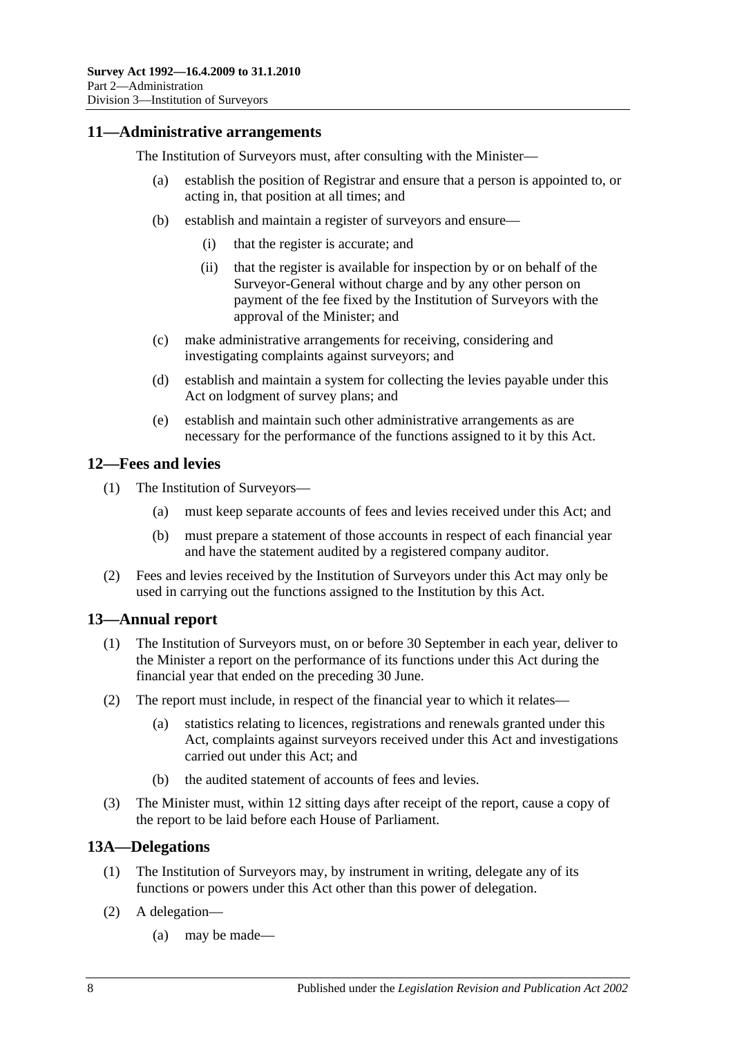## 11—Administrative arrangements

The Institution of Surveyors must, after consulting with the Minister—

(a) establish the position of Registrar and ensure that a person is appointed to, or acting in, that position at all times; and

(b) establish and maintain a register of surveyors and ensure—

(i) that the register is accurate; and

(ii) that the register is available for inspection by or on behalf of the Surveyor-General without charge and by any other person on payment of the fee fixed by the Institution of Surveyors with the approval of the Minister; and

(c) make administrative arrangements for receiving, considering and investigating complaints against surveyors; and

(d) establish and maintain a system for collecting the levies payable under this Act on lodgment of survey plans; and

(e) establish and maintain such other administrative arrangements as are necessary for the performance of the functions assigned to it by this Act.

## 12—Fees and levies

(1) The Institution of Surveyors—

(a) must keep separate accounts of fees and levies received under this Act; and

(b) must prepare a statement of those accounts in respect of each financial year and have the statement audited by a registered company auditor.

(2) Fees and levies received by the Institution of Surveyors under this Act may only be used in carrying out the functions assigned to the Institution by this Act.

## 13—Annual report

(1) The Institution of Surveyors must, on or before 30 September in each year, deliver to the Minister a report on the performance of its functions under this Act during the financial year that ended on the preceding 30 June.

(2) The report must include, in respect of the financial year to which it relates—

(a) statistics relating to licences, registrations and renewals granted under this Act, complaints against surveyors received under this Act and investigations carried out under this Act; and

(b) the audited statement of accounts of fees and levies.

(3) The Minister must, within 12 sitting days after receipt of the report, cause a copy of the report to be laid before each House of Parliament.

## 13A—Delegations

(1) The Institution of Surveyors may, by instrument in writing, delegate any of its functions or powers under this Act other than this power of delegation.

(2) A delegation—

(a) may be made—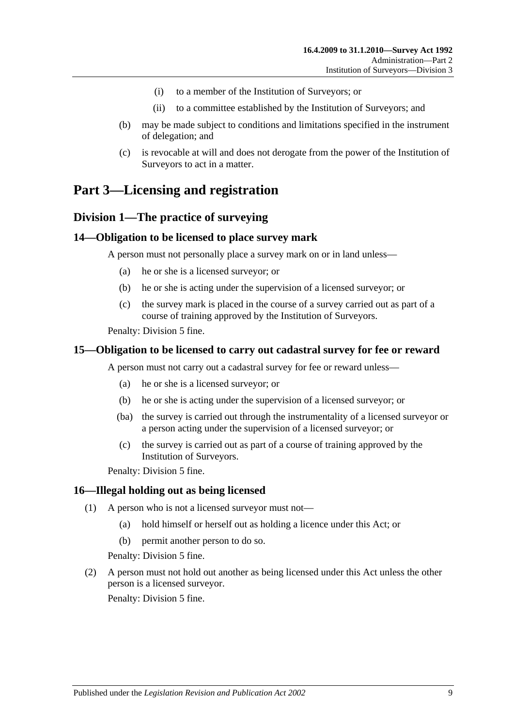(i) to a member of the Institution of Surveyors; or

(ii) to a committee established by the Institution of Surveyors; and

(b) may be made subject to conditions and limitations specified in the instrument of delegation; and

(c) is revocable at will and does not derogate from the power of the Institution of Surveyors to act in a matter.

# Part 3—Licensing and registration

## Division 1—The practice of surveying

### 14—Obligation to be licensed to place survey mark

A person must not personally place a survey mark on or in land unless—

(a) he or she is a licensed surveyor; or

(b) he or she is acting under the supervision of a licensed surveyor; or

(c) the survey mark is placed in the course of a survey carried out as part of a course of training approved by the Institution of Surveyors.

Penalty: Division 5 fine.

### 15—Obligation to be licensed to carry out cadastral survey for fee or reward

A person must not carry out a cadastral survey for fee or reward unless—

(a) he or she is a licensed surveyor; or

(b) he or she is acting under the supervision of a licensed surveyor; or

(ba) the survey is carried out through the instrumentality of a licensed surveyor or a person acting under the supervision of a licensed surveyor; or

(c) the survey is carried out as part of a course of training approved by the Institution of Surveyors.

Penalty: Division 5 fine.

### 16—Illegal holding out as being licensed

(1) A person who is not a licensed surveyor must not—

(a) hold himself or herself out as holding a licence under this Act; or

(b) permit another person to do so.

Penalty: Division 5 fine.

(2) A person must not hold out another as being licensed under this Act unless the other person is a licensed surveyor.

Penalty: Division 5 fine.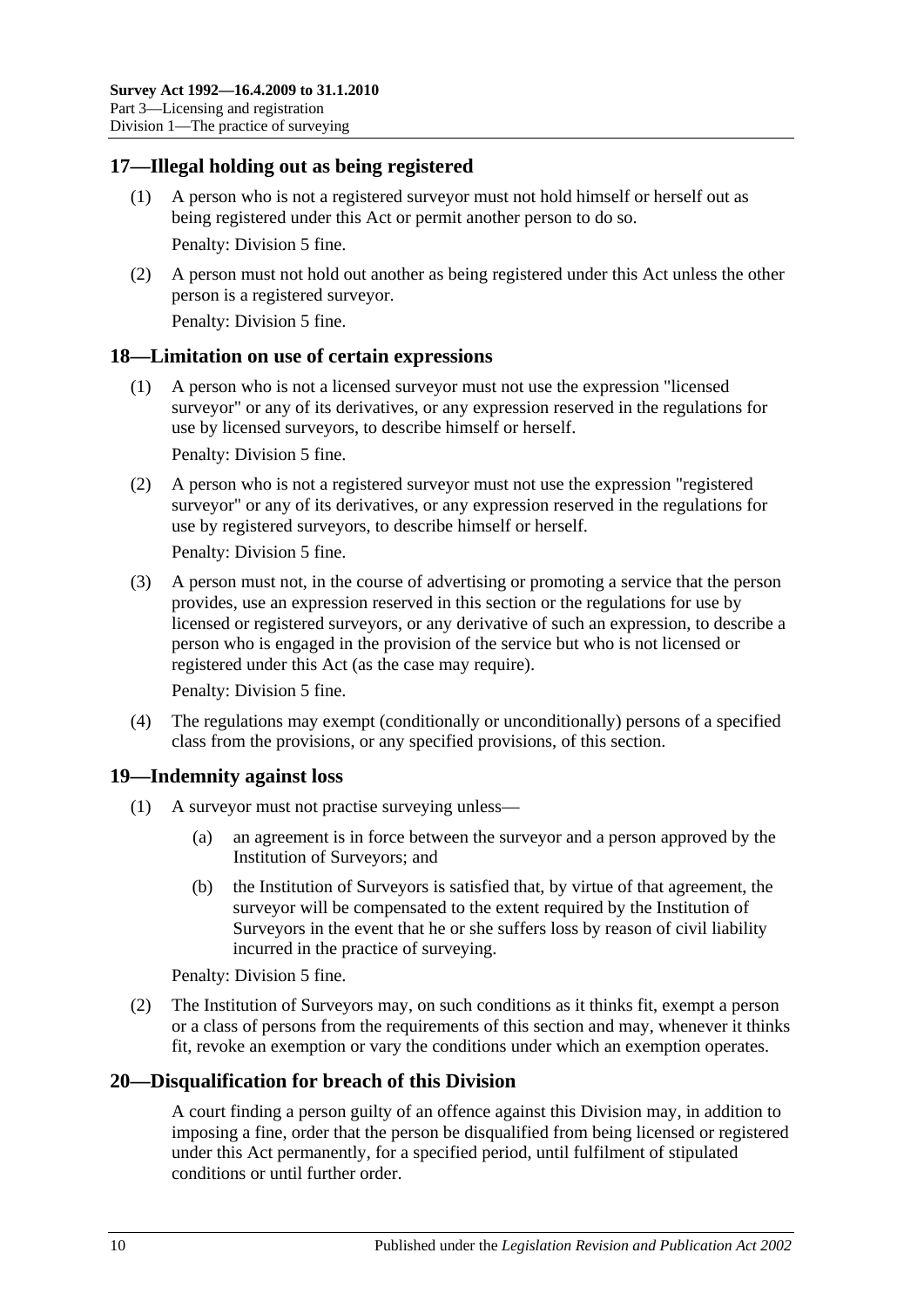## 17—Illegal holding out as being registered

(1) A person who is not a registered surveyor must not hold himself or herself out as being registered under this Act or permit another person to do so.

Penalty: Division 5 fine.

(2) A person must not hold out another as being registered under this Act unless the other person is a registered surveyor.

Penalty: Division 5 fine.

## 18—Limitation on use of certain expressions

(1) A person who is not a licensed surveyor must not use the expression "licensed surveyor" or any of its derivatives, or any expression reserved in the regulations for use by licensed surveyors, to describe himself or herself.

Penalty: Division 5 fine.

(2) A person who is not a registered surveyor must not use the expression "registered surveyor" or any of its derivatives, or any expression reserved in the regulations for use by registered surveyors, to describe himself or herself.

Penalty: Division 5 fine.

(3) A person must not, in the course of advertising or promoting a service that the person provides, use an expression reserved in this section or the regulations for use by licensed or registered surveyors, or any derivative of such an expression, to describe a person who is engaged in the provision of the service but who is not licensed or registered under this Act (as the case may require).

Penalty: Division 5 fine.

(4) The regulations may exempt (conditionally or unconditionally) persons of a specified class from the provisions, or any specified provisions, of this section.

## 19—Indemnity against loss

(1) A surveyor must not practise surveying unless—

(a) an agreement is in force between the surveyor and a person approved by the Institution of Surveyors; and

(b) the Institution of Surveyors is satisfied that, by virtue of that agreement, the surveyor will be compensated to the extent required by the Institution of Surveyors in the event that he or she suffers loss by reason of civil liability incurred in the practice of surveying.

Penalty: Division 5 fine.

(2) The Institution of Surveyors may, on such conditions as it thinks fit, exempt a person or a class of persons from the requirements of this section and may, whenever it thinks fit, revoke an exemption or vary the conditions under which an exemption operates.

## 20—Disqualification for breach of this Division

A court finding a person guilty of an offence against this Division may, in addition to imposing a fine, order that the person be disqualified from being licensed or registered under this Act permanently, for a specified period, until fulfilment of stipulated conditions or until further order.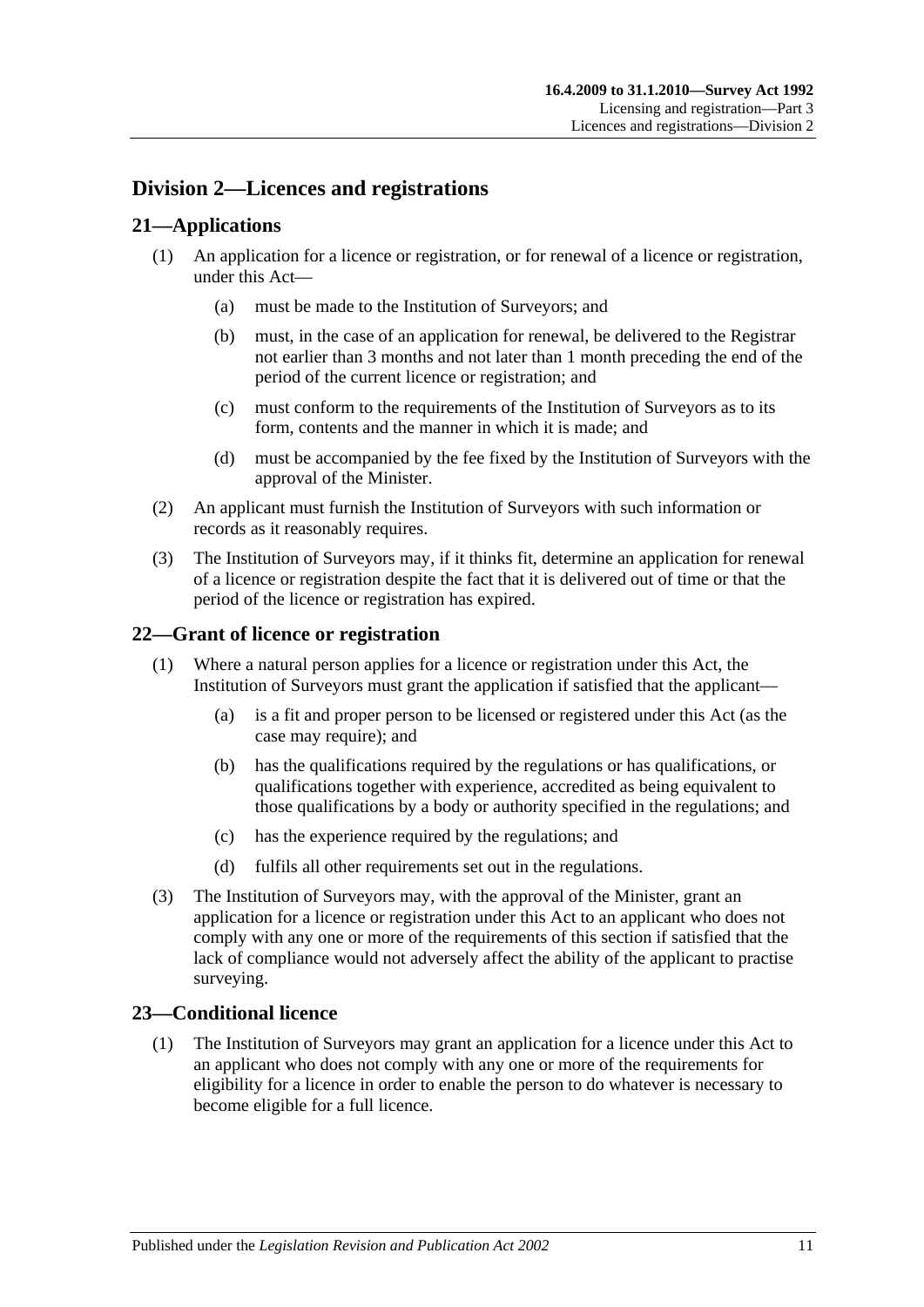## Division 2—Licences and registrations

### 21—Applications

(1) An application for a licence or registration, or for renewal of a licence or registration, under this Act—

   (a) must be made to the Institution of Surveyors; and

   (b) must, in the case of an application for renewal, be delivered to the Registrar not earlier than 3 months and not later than 1 month preceding the end of the period of the current licence or registration; and

   (c) must conform to the requirements of the Institution of Surveyors as to its form, contents and the manner in which it is made; and

   (d) must be accompanied by the fee fixed by the Institution of Surveyors with the approval of the Minister.

(2) An applicant must furnish the Institution of Surveyors with such information or records as it reasonably requires.

(3) The Institution of Surveyors may, if it thinks fit, determine an application for renewal of a licence or registration despite the fact that it is delivered out of time or that the period of the licence or registration has expired.

### 22—Grant of licence or registration

(1) Where a natural person applies for a licence or registration under this Act, the Institution of Surveyors must grant the application if satisfied that the applicant—

   (a) is a fit and proper person to be licensed or registered under this Act (as the case may require); and

   (b) has the qualifications required by the regulations or has qualifications, or qualifications together with experience, accredited as being equivalent to those qualifications by a body or authority specified in the regulations; and

   (c) has the experience required by the regulations; and

   (d) fulfils all other requirements set out in the regulations.

(3) The Institution of Surveyors may, with the approval of the Minister, grant an application for a licence or registration under this Act to an applicant who does not comply with any one or more of the requirements of this section if satisfied that the lack of compliance would not adversely affect the ability of the applicant to practise surveying.

### 23—Conditional licence

(1) The Institution of Surveyors may grant an application for a licence under this Act to an applicant who does not comply with any one or more of the requirements for eligibility for a licence in order to enable the person to do whatever is necessary to become eligible for a full licence.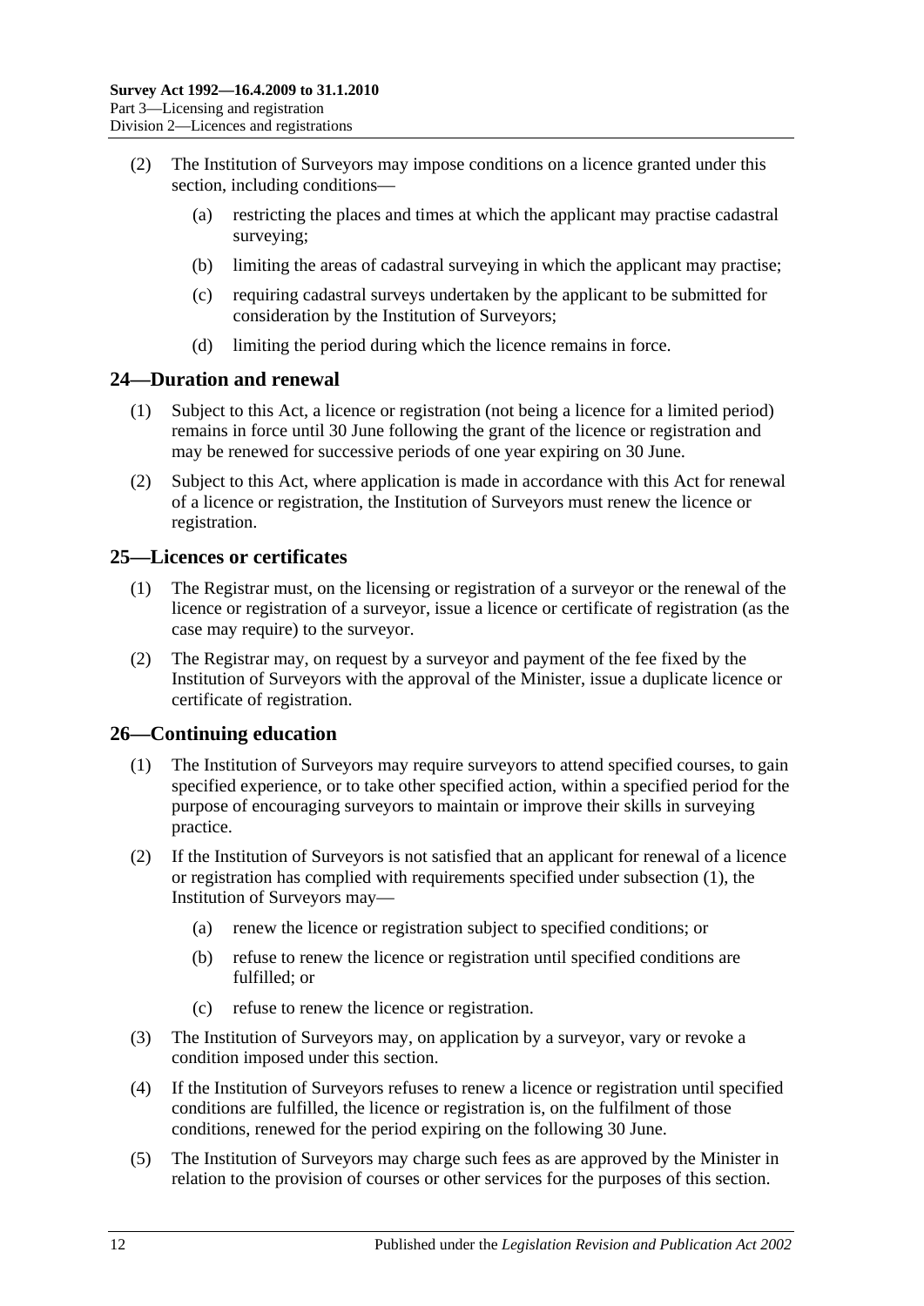(2) The Institution of Surveyors may impose conditions on a licence granted under this section, including conditions—

(a) restricting the places and times at which the applicant may practise cadastral surveying;

(b) limiting the areas of cadastral surveying in which the applicant may practise;

(c) requiring cadastral surveys undertaken by the applicant to be submitted for consideration by the Institution of Surveyors;

(d) limiting the period during which the licence remains in force.

## 24—Duration and renewal

(1) Subject to this Act, a licence or registration (not being a licence for a limited period) remains in force until 30 June following the grant of the licence or registration and may be renewed for successive periods of one year expiring on 30 June.

(2) Subject to this Act, where application is made in accordance with this Act for renewal of a licence or registration, the Institution of Surveyors must renew the licence or registration.

## 25—Licences or certificates

(1) The Registrar must, on the licensing or registration of a surveyor or the renewal of the licence or registration of a surveyor, issue a licence or certificate of registration (as the case may require) to the surveyor.

(2) The Registrar may, on request by a surveyor and payment of the fee fixed by the Institution of Surveyors with the approval of the Minister, issue a duplicate licence or certificate of registration.

## 26—Continuing education

(1) The Institution of Surveyors may require surveyors to attend specified courses, to gain specified experience, or to take other specified action, within a specified period for the purpose of encouraging surveyors to maintain or improve their skills in surveying practice.

(2) If the Institution of Surveyors is not satisfied that an applicant for renewal of a licence or registration has complied with requirements specified under subsection (1), the Institution of Surveyors may—

(a) renew the licence or registration subject to specified conditions; or

(b) refuse to renew the licence or registration until specified conditions are fulfilled; or

(c) refuse to renew the licence or registration.

(3) The Institution of Surveyors may, on application by a surveyor, vary or revoke a condition imposed under this section.

(4) If the Institution of Surveyors refuses to renew a licence or registration until specified conditions are fulfilled, the licence or registration is, on the fulfilment of those conditions, renewed for the period expiring on the following 30 June.

(5) The Institution of Surveyors may charge such fees as are approved by the Minister in relation to the provision of courses or other services for the purposes of this section.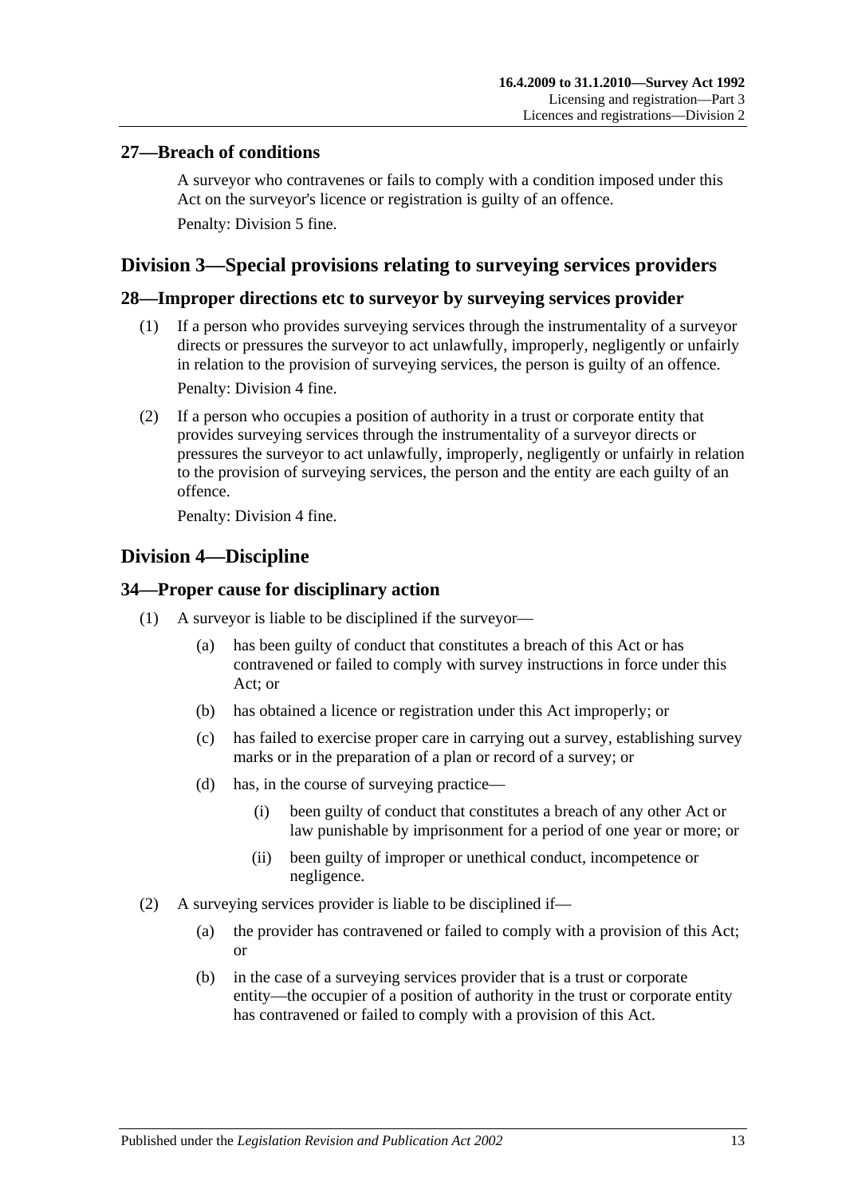### 27—Breach of conditions

A surveyor who contravenes or fails to comply with a condition imposed under this Act on the surveyor's licence or registration is guilty of an offence.

Penalty: Division 5 fine.

## Division 3—Special provisions relating to surveying services providers

### 28—Improper directions etc to surveyor by surveying services provider

(1) If a person who provides surveying services through the instrumentality of a surveyor directs or pressures the surveyor to act unlawfully, improperly, negligently or unfairly in relation to the provision of surveying services, the person is guilty of an offence.

Penalty: Division 4 fine.

(2) If a person who occupies a position of authority in a trust or corporate entity that provides surveying services through the instrumentality of a surveyor directs or pressures the surveyor to act unlawfully, improperly, negligently or unfairly in relation to the provision of surveying services, the person and the entity are each guilty of an offence.

Penalty: Division 4 fine.

## Division 4—Discipline

### 34—Proper cause for disciplinary action

(1) A surveyor is liable to be disciplined if the surveyor—

(a) has been guilty of conduct that constitutes a breach of this Act or has contravened or failed to comply with survey instructions in force under this Act; or

(b) has obtained a licence or registration under this Act improperly; or

(c) has failed to exercise proper care in carrying out a survey, establishing survey marks or in the preparation of a plan or record of a survey; or

(d) has, in the course of surveying practice—

(i) been guilty of conduct that constitutes a breach of any other Act or law punishable by imprisonment for a period of one year or more; or

(ii) been guilty of improper or unethical conduct, incompetence or negligence.

(2) A surveying services provider is liable to be disciplined if—

(a) the provider has contravened or failed to comply with a provision of this Act; or

(b) in the case of a surveying services provider that is a trust or corporate entity—the occupier of a position of authority in the trust or corporate entity has contravened or failed to comply with a provision of this Act.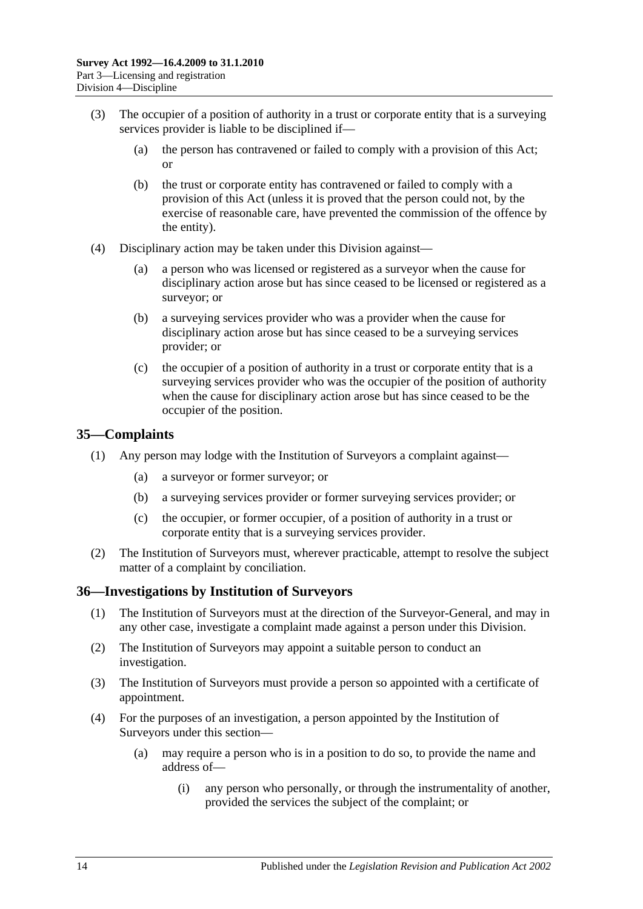(3) The occupier of a position of authority in a trust or corporate entity that is a surveying services provider is liable to be disciplined if—

(a) the person has contravened or failed to comply with a provision of this Act; or

(b) the trust or corporate entity has contravened or failed to comply with a provision of this Act (unless it is proved that the person could not, by the exercise of reasonable care, have prevented the commission of the offence by the entity).

(4) Disciplinary action may be taken under this Division against—

(a) a person who was licensed or registered as a surveyor when the cause for disciplinary action arose but has since ceased to be licensed or registered as a surveyor; or

(b) a surveying services provider who was a provider when the cause for disciplinary action arose but has since ceased to be a surveying services provider; or

(c) the occupier of a position of authority in a trust or corporate entity that is a surveying services provider who was the occupier of the position of authority when the cause for disciplinary action arose but has since ceased to be the occupier of the position.

## 35—Complaints

(1) Any person may lodge with the Institution of Surveyors a complaint against—

(a) a surveyor or former surveyor; or

(b) a surveying services provider or former surveying services provider; or

(c) the occupier, or former occupier, of a position of authority in a trust or corporate entity that is a surveying services provider.

(2) The Institution of Surveyors must, wherever practicable, attempt to resolve the subject matter of a complaint by conciliation.

## 36—Investigations by Institution of Surveyors

(1) The Institution of Surveyors must at the direction of the Surveyor-General, and may in any other case, investigate a complaint made against a person under this Division.

(2) The Institution of Surveyors may appoint a suitable person to conduct an investigation.

(3) The Institution of Surveyors must provide a person so appointed with a certificate of appointment.

(4) For the purposes of an investigation, a person appointed by the Institution of Surveyors under this section—

(a) may require a person who is in a position to do so, to provide the name and address of—

(i) any person who personally, or through the instrumentality of another, provided the services the subject of the complaint; or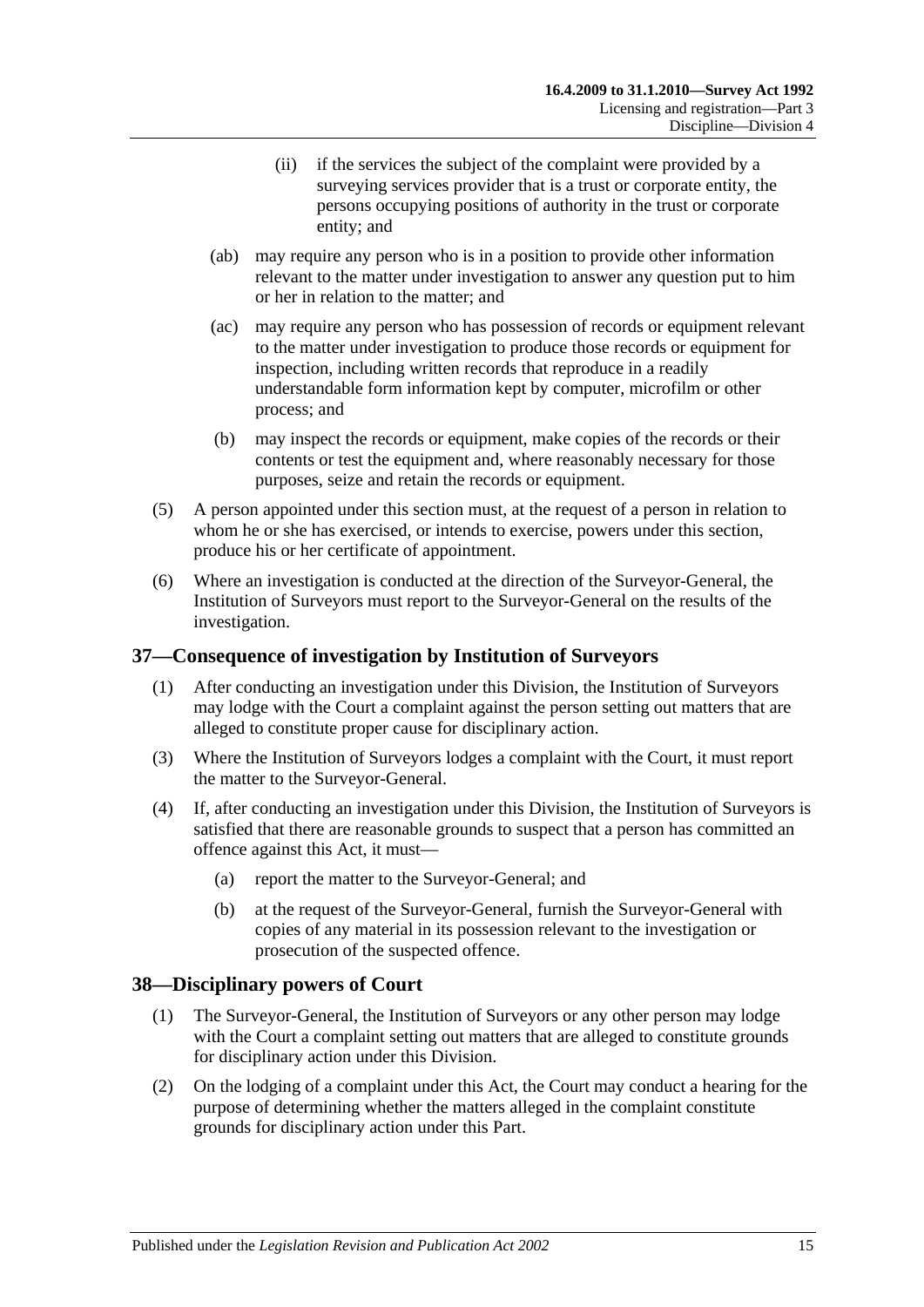(ii) if the services the subject of the complaint were provided by a surveying services provider that is a trust or corporate entity, the persons occupying positions of authority in the trust or corporate entity; and

(ab) may require any person who is in a position to provide other information relevant to the matter under investigation to answer any question put to him or her in relation to the matter; and

(ac) may require any person who has possession of records or equipment relevant to the matter under investigation to produce those records or equipment for inspection, including written records that reproduce in a readily understandable form information kept by computer, microfilm or other process; and

(b) may inspect the records or equipment, make copies of the records or their contents or test the equipment and, where reasonably necessary for those purposes, seize and retain the records or equipment.

(5) A person appointed under this section must, at the request of a person in relation to whom he or she has exercised, or intends to exercise, powers under this section, produce his or her certificate of appointment.

(6) Where an investigation is conducted at the direction of the Surveyor-General, the Institution of Surveyors must report to the Surveyor-General on the results of the investigation.

## 37—Consequence of investigation by Institution of Surveyors

(1) After conducting an investigation under this Division, the Institution of Surveyors may lodge with the Court a complaint against the person setting out matters that are alleged to constitute proper cause for disciplinary action.

(3) Where the Institution of Surveyors lodges a complaint with the Court, it must report the matter to the Surveyor-General.

(4) If, after conducting an investigation under this Division, the Institution of Surveyors is satisfied that there are reasonable grounds to suspect that a person has committed an offence against this Act, it must—

(a) report the matter to the Surveyor-General; and

(b) at the request of the Surveyor-General, furnish the Surveyor-General with copies of any material in its possession relevant to the investigation or prosecution of the suspected offence.

## 38—Disciplinary powers of Court

(1) The Surveyor-General, the Institution of Surveyors or any other person may lodge with the Court a complaint setting out matters that are alleged to constitute grounds for disciplinary action under this Division.

(2) On the lodging of a complaint under this Act, the Court may conduct a hearing for the purpose of determining whether the matters alleged in the complaint constitute grounds for disciplinary action under this Part.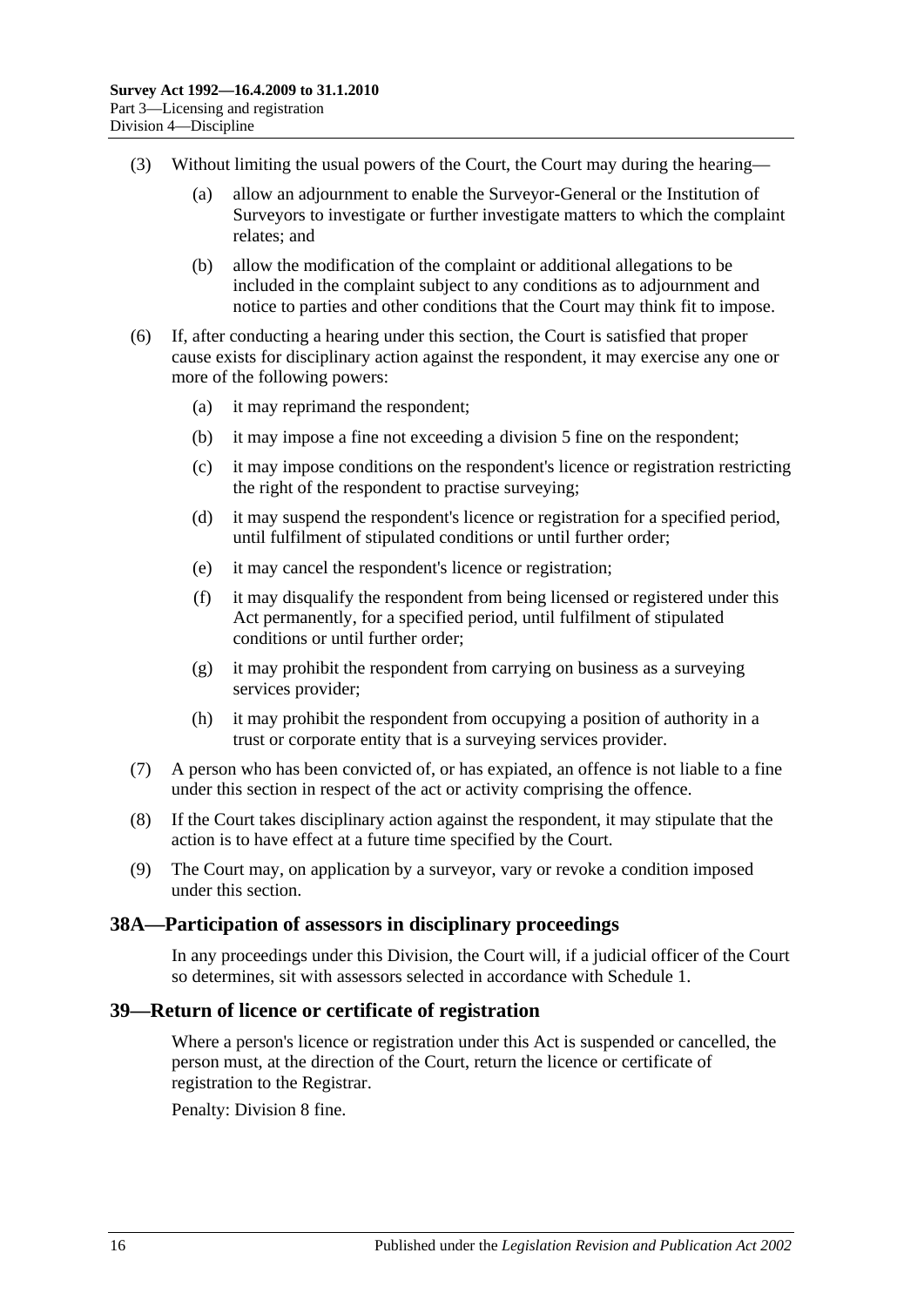(3) Without limiting the usual powers of the Court, the Court may during the hearing—

(a) allow an adjournment to enable the Surveyor-General or the Institution of Surveyors to investigate or further investigate matters to which the complaint relates; and

(b) allow the modification of the complaint or additional allegations to be included in the complaint subject to any conditions as to adjournment and notice to parties and other conditions that the Court may think fit to impose.

(6) If, after conducting a hearing under this section, the Court is satisfied that proper cause exists for disciplinary action against the respondent, it may exercise any one or more of the following powers:

(a) it may reprimand the respondent;

(b) it may impose a fine not exceeding a division 5 fine on the respondent;

(c) it may impose conditions on the respondent's licence or registration restricting the right of the respondent to practise surveying;

(d) it may suspend the respondent's licence or registration for a specified period, until fulfilment of stipulated conditions or until further order;

(e) it may cancel the respondent's licence or registration;

(f) it may disqualify the respondent from being licensed or registered under this Act permanently, for a specified period, until fulfilment of stipulated conditions or until further order;

(g) it may prohibit the respondent from carrying on business as a surveying services provider;

(h) it may prohibit the respondent from occupying a position of authority in a trust or corporate entity that is a surveying services provider.

(7) A person who has been convicted of, or has expiated, an offence is not liable to a fine under this section in respect of the act or activity comprising the offence.

(8) If the Court takes disciplinary action against the respondent, it may stipulate that the action is to have effect at a future time specified by the Court.

(9) The Court may, on application by a surveyor, vary or revoke a condition imposed under this section.

## 38A—Participation of assessors in disciplinary proceedings

In any proceedings under this Division, the Court will, if a judicial officer of the Court so determines, sit with assessors selected in accordance with Schedule 1.

## 39—Return of licence or certificate of registration

Where a person's licence or registration under this Act is suspended or cancelled, the person must, at the direction of the Court, return the licence or certificate of registration to the Registrar.

Penalty: Division 8 fine.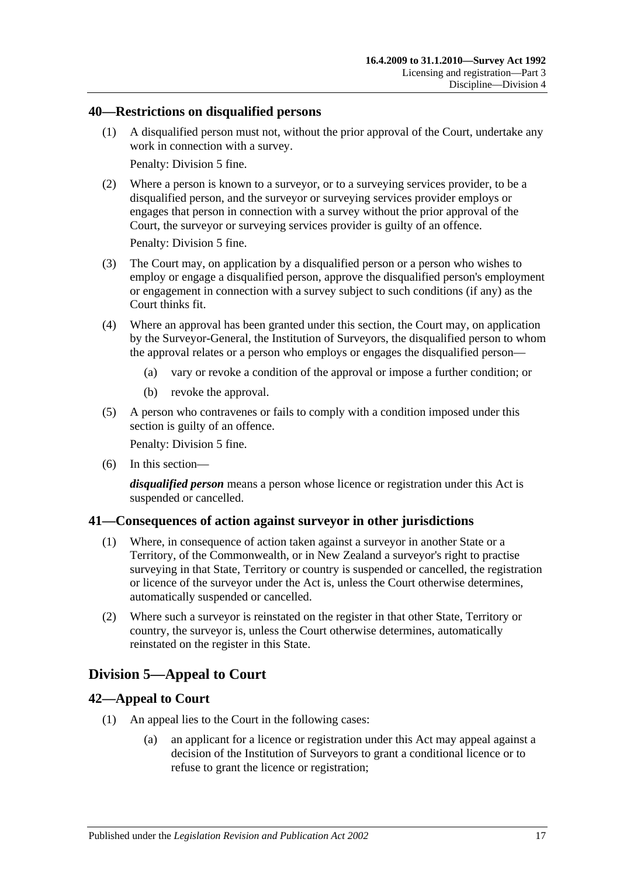## 40—Restrictions on disqualified persons

(1) A disqualified person must not, without the prior approval of the Court, undertake any work in connection with a survey.

Penalty: Division 5 fine.

(2) Where a person is known to a surveyor, or to a surveying services provider, to be a disqualified person, and the surveyor or surveying services provider employs or engages that person in connection with a survey without the prior approval of the Court, the surveyor or surveying services provider is guilty of an offence.

Penalty: Division 5 fine.

(3) The Court may, on application by a disqualified person or a person who wishes to employ or engage a disqualified person, approve the disqualified person's employment or engagement in connection with a survey subject to such conditions (if any) as the Court thinks fit.

(4) Where an approval has been granted under this section, the Court may, on application by the Surveyor-General, the Institution of Surveyors, the disqualified person to whom the approval relates or a person who employs or engages the disqualified person—

(a) vary or revoke a condition of the approval or impose a further condition; or

(b) revoke the approval.

(5) A person who contravenes or fails to comply with a condition imposed under this section is guilty of an offence.

Penalty: Division 5 fine.

(6) In this section—

***disqualified person*** means a person whose licence or registration under this Act is suspended or cancelled.

## 41—Consequences of action against surveyor in other jurisdictions

(1) Where, in consequence of action taken against a surveyor in another State or a Territory, of the Commonwealth, or in New Zealand a surveyor's right to practise surveying in that State, Territory or country is suspended or cancelled, the registration or licence of the surveyor under the Act is, unless the Court otherwise determines, automatically suspended or cancelled.

(2) Where such a surveyor is reinstated on the register in that other State, Territory or country, the surveyor is, unless the Court otherwise determines, automatically reinstated on the register in this State.

# Division 5—Appeal to Court

## 42—Appeal to Court

(1) An appeal lies to the Court in the following cases:

(a) an applicant for a licence or registration under this Act may appeal against a decision of the Institution of Surveyors to grant a conditional licence or to refuse to grant the licence or registration;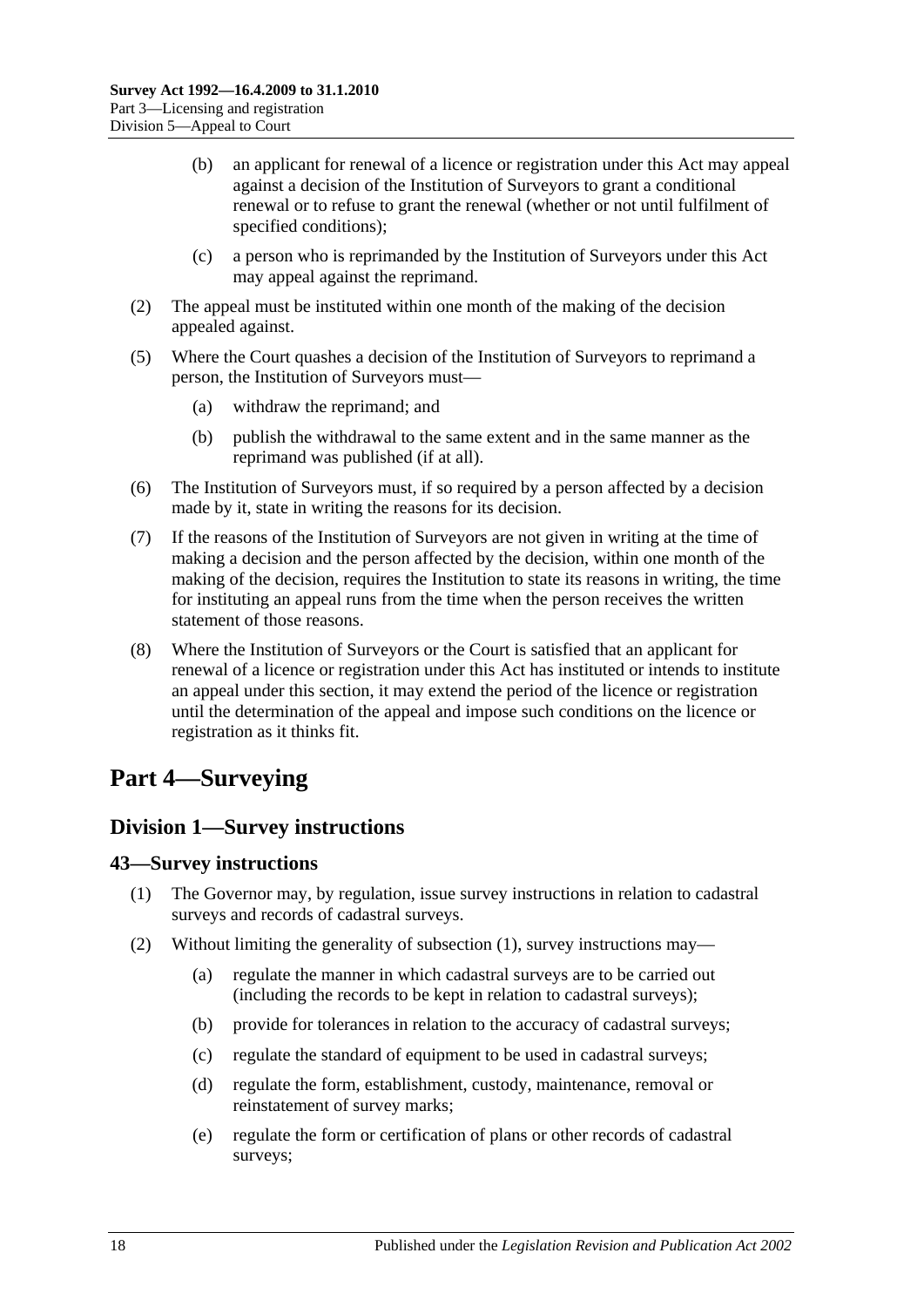(b) an applicant for renewal of a licence or registration under this Act may appeal against a decision of the Institution of Surveyors to grant a conditional renewal or to refuse to grant the renewal (whether or not until fulfilment of specified conditions);

(c) a person who is reprimanded by the Institution of Surveyors under this Act may appeal against the reprimand.

(2) The appeal must be instituted within one month of the making of the decision appealed against.

(5) Where the Court quashes a decision of the Institution of Surveyors to reprimand a person, the Institution of Surveyors must—

(a) withdraw the reprimand; and

(b) publish the withdrawal to the same extent and in the same manner as the reprimand was published (if at all).

(6) The Institution of Surveyors must, if so required by a person affected by a decision made by it, state in writing the reasons for its decision.

(7) If the reasons of the Institution of Surveyors are not given in writing at the time of making a decision and the person affected by the decision, within one month of the making of the decision, requires the Institution to state its reasons in writing, the time for instituting an appeal runs from the time when the person receives the written statement of those reasons.

(8) Where the Institution of Surveyors or the Court is satisfied that an applicant for renewal of a licence or registration under this Act has instituted or intends to institute an appeal under this section, it may extend the period of the licence or registration until the determination of the appeal and impose such conditions on the licence or registration as it thinks fit.

# Part 4—Surveying

## Division 1—Survey instructions

### 43—Survey instructions

(1) The Governor may, by regulation, issue survey instructions in relation to cadastral surveys and records of cadastral surveys.

(2) Without limiting the generality of subsection (1), survey instructions may—

(a) regulate the manner in which cadastral surveys are to be carried out (including the records to be kept in relation to cadastral surveys);

(b) provide for tolerances in relation to the accuracy of cadastral surveys;

(c) regulate the standard of equipment to be used in cadastral surveys;

(d) regulate the form, establishment, custody, maintenance, removal or reinstatement of survey marks;

(e) regulate the form or certification of plans or other records of cadastral surveys;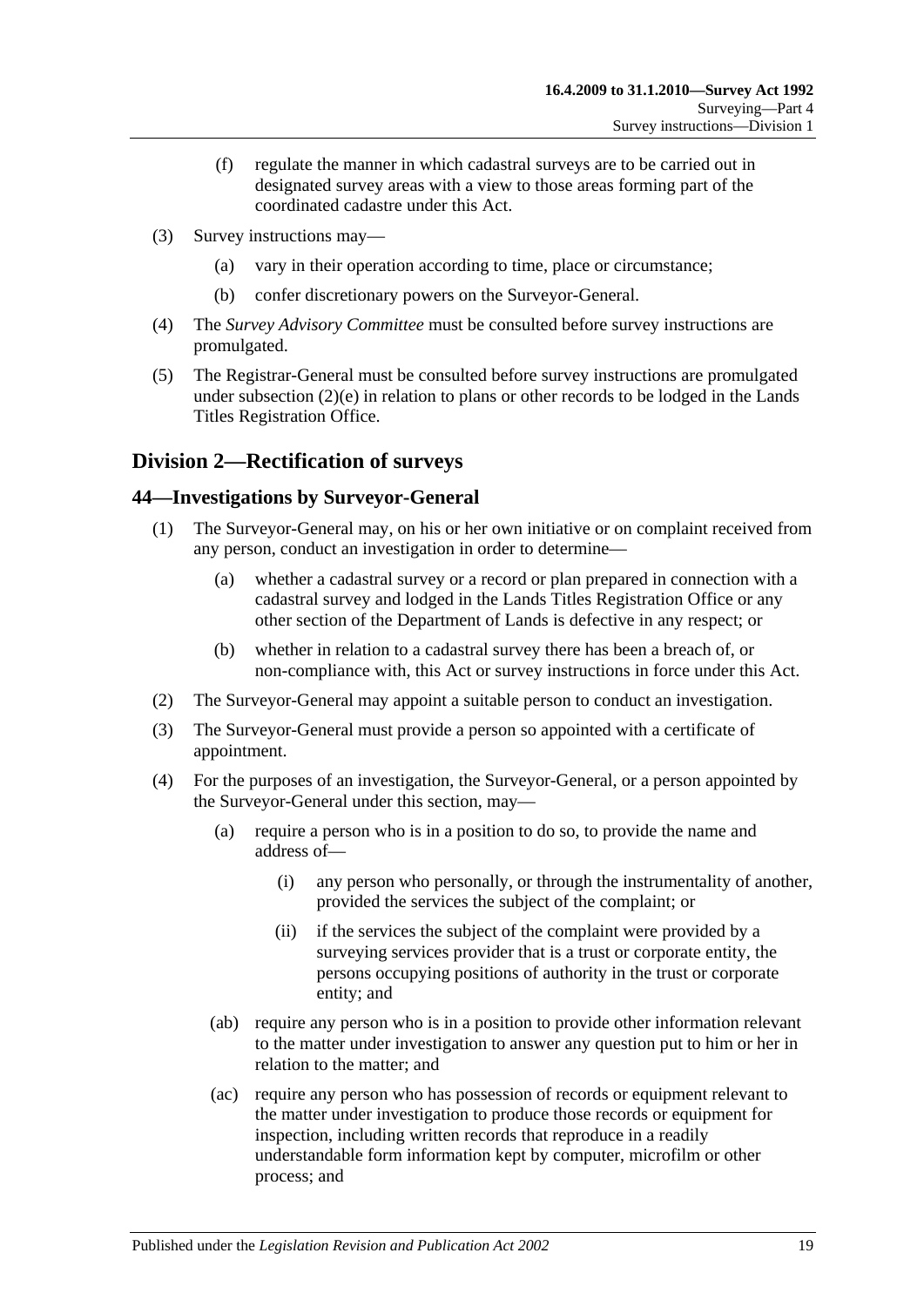(f) regulate the manner in which cadastral surveys are to be carried out in designated survey areas with a view to those areas forming part of the coordinated cadastre under this Act.

(3) Survey instructions may—

(a) vary in their operation according to time, place or circumstance;

(b) confer discretionary powers on the Surveyor-General.

(4) The *Survey Advisory Committee* must be consulted before survey instructions are promulgated.

(5) The Registrar-General must be consulted before survey instructions are promulgated under subsection (2)(e) in relation to plans or other records to be lodged in the Lands Titles Registration Office.

## Division 2—Rectification of surveys

### 44—Investigations by Surveyor-General

(1) The Surveyor-General may, on his or her own initiative or on complaint received from any person, conduct an investigation in order to determine—

(a) whether a cadastral survey or a record or plan prepared in connection with a cadastral survey and lodged in the Lands Titles Registration Office or any other section of the Department of Lands is defective in any respect; or

(b) whether in relation to a cadastral survey there has been a breach of, or non-compliance with, this Act or survey instructions in force under this Act.

(2) The Surveyor-General may appoint a suitable person to conduct an investigation.

(3) The Surveyor-General must provide a person so appointed with a certificate of appointment.

(4) For the purposes of an investigation, the Surveyor-General, or a person appointed by the Surveyor-General under this section, may—

(a) require a person who is in a position to do so, to provide the name and address of—

(i) any person who personally, or through the instrumentality of another, provided the services the subject of the complaint; or

(ii) if the services the subject of the complaint were provided by a surveying services provider that is a trust or corporate entity, the persons occupying positions of authority in the trust or corporate entity; and

(ab) require any person who is in a position to provide other information relevant to the matter under investigation to answer any question put to him or her in relation to the matter; and

(ac) require any person who has possession of records or equipment relevant to the matter under investigation to produce those records or equipment for inspection, including written records that reproduce in a readily understandable form information kept by computer, microfilm or other process; and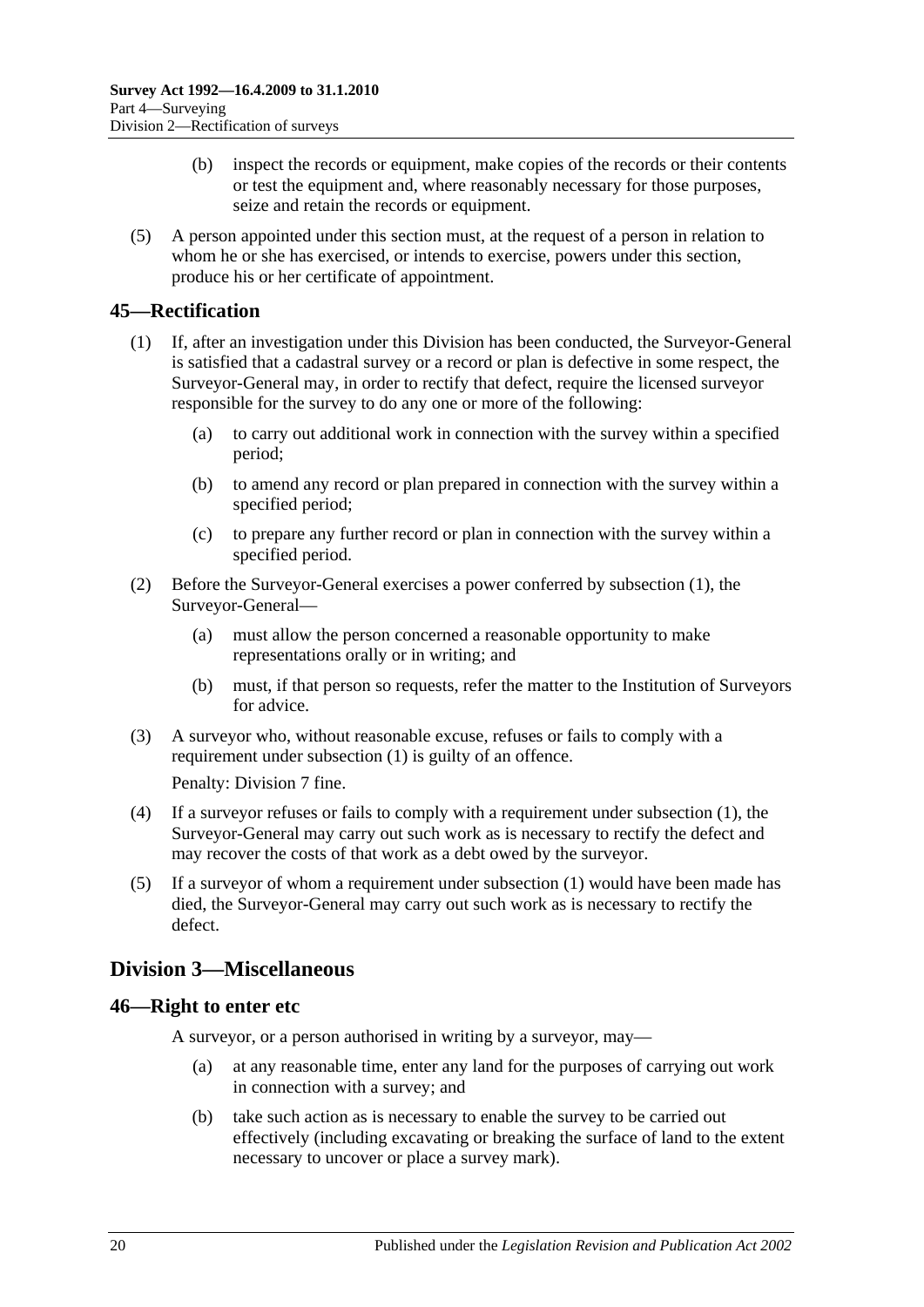(b) inspect the records or equipment, make copies of the records or their contents or test the equipment and, where reasonably necessary for those purposes, seize and retain the records or equipment.

(5) A person appointed under this section must, at the request of a person in relation to whom he or she has exercised, or intends to exercise, powers under this section, produce his or her certificate of appointment.

## 45—Rectification

(1) If, after an investigation under this Division has been conducted, the Surveyor-General is satisfied that a cadastral survey or a record or plan is defective in some respect, the Surveyor-General may, in order to rectify that defect, require the licensed surveyor responsible for the survey to do any one or more of the following:

(a) to carry out additional work in connection with the survey within a specified period;

(b) to amend any record or plan prepared in connection with the survey within a specified period;

(c) to prepare any further record or plan in connection with the survey within a specified period.

(2) Before the Surveyor-General exercises a power conferred by subsection (1), the Surveyor-General—

(a) must allow the person concerned a reasonable opportunity to make representations orally or in writing; and

(b) must, if that person so requests, refer the matter to the Institution of Surveyors for advice.

(3) A surveyor who, without reasonable excuse, refuses or fails to comply with a requirement under subsection (1) is guilty of an offence.

Penalty: Division 7 fine.

(4) If a surveyor refuses or fails to comply with a requirement under subsection (1), the Surveyor-General may carry out such work as is necessary to rectify the defect and may recover the costs of that work as a debt owed by the surveyor.

(5) If a surveyor of whom a requirement under subsection (1) would have been made has died, the Surveyor-General may carry out such work as is necessary to rectify the defect.

# Division 3—Miscellaneous

## 46—Right to enter etc

A surveyor, or a person authorised in writing by a surveyor, may—

(a) at any reasonable time, enter any land for the purposes of carrying out work in connection with a survey; and

(b) take such action as is necessary to enable the survey to be carried out effectively (including excavating or breaking the surface of land to the extent necessary to uncover or place a survey mark).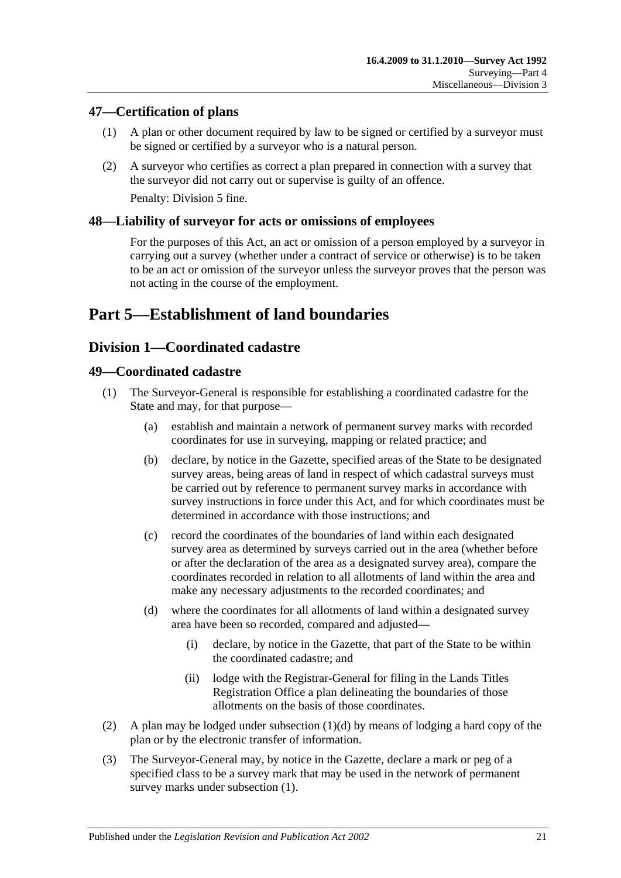### 47—Certification of plans

(1) A plan or other document required by law to be signed or certified by a surveyor must be signed or certified by a surveyor who is a natural person.

(2) A surveyor who certifies as correct a plan prepared in connection with a survey that the surveyor did not carry out or supervise is guilty of an offence.

Penalty: Division 5 fine.

### 48—Liability of surveyor for acts or omissions of employees

For the purposes of this Act, an act or omission of a person employed by a surveyor in carrying out a survey (whether under a contract of service or otherwise) is to be taken to be an act or omission of the surveyor unless the surveyor proves that the person was not acting in the course of the employment.

# Part 5—Establishment of land boundaries

## Division 1—Coordinated cadastre

### 49—Coordinated cadastre

(1) The Surveyor-General is responsible for establishing a coordinated cadastre for the State and may, for that purpose—

(a) establish and maintain a network of permanent survey marks with recorded coordinates for use in surveying, mapping or related practice; and

(b) declare, by notice in the Gazette, specified areas of the State to be designated survey areas, being areas of land in respect of which cadastral surveys must be carried out by reference to permanent survey marks in accordance with survey instructions in force under this Act, and for which coordinates must be determined in accordance with those instructions; and

(c) record the coordinates of the boundaries of land within each designated survey area as determined by surveys carried out in the area (whether before or after the declaration of the area as a designated survey area), compare the coordinates recorded in relation to all allotments of land within the area and make any necessary adjustments to the recorded coordinates; and

(d) where the coordinates for all allotments of land within a designated survey area have been so recorded, compared and adjusted—

(i) declare, by notice in the Gazette, that part of the State to be within the coordinated cadastre; and

(ii) lodge with the Registrar-General for filing in the Lands Titles Registration Office a plan delineating the boundaries of those allotments on the basis of those coordinates.

(2) A plan may be lodged under subsection (1)(d) by means of lodging a hard copy of the plan or by the electronic transfer of information.

(3) The Surveyor-General may, by notice in the Gazette, declare a mark or peg of a specified class to be a survey mark that may be used in the network of permanent survey marks under subsection (1).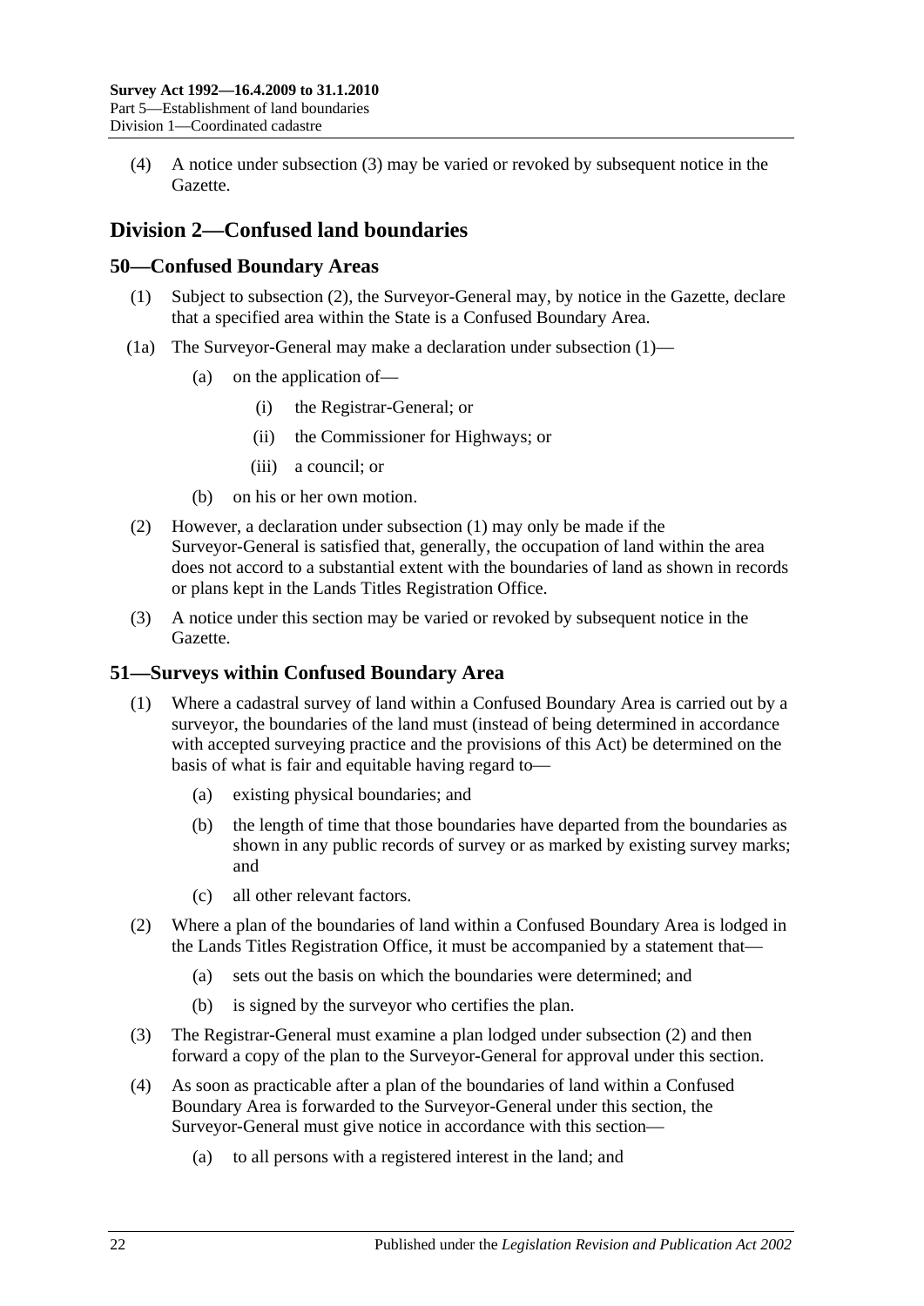(4) A notice under subsection (3) may be varied or revoked by subsequent notice in the Gazette.

## Division 2—Confused land boundaries

### 50—Confused Boundary Areas

(1) Subject to subsection (2), the Surveyor-General may, by notice in the Gazette, declare that a specified area within the State is a Confused Boundary Area.

(1a) The Surveyor-General may make a declaration under subsection (1)—

(a) on the application of—

(i) the Registrar-General; or

(ii) the Commissioner for Highways; or

(iii) a council; or

(b) on his or her own motion.

(2) However, a declaration under subsection (1) may only be made if the Surveyor-General is satisfied that, generally, the occupation of land within the area does not accord to a substantial extent with the boundaries of land as shown in records or plans kept in the Lands Titles Registration Office.

(3) A notice under this section may be varied or revoked by subsequent notice in the Gazette.

### 51—Surveys within Confused Boundary Area

(1) Where a cadastral survey of land within a Confused Boundary Area is carried out by a surveyor, the boundaries of the land must (instead of being determined in accordance with accepted surveying practice and the provisions of this Act) be determined on the basis of what is fair and equitable having regard to—

(a) existing physical boundaries; and

(b) the length of time that those boundaries have departed from the boundaries as shown in any public records of survey or as marked by existing survey marks; and

(c) all other relevant factors.

(2) Where a plan of the boundaries of land within a Confused Boundary Area is lodged in the Lands Titles Registration Office, it must be accompanied by a statement that—

(a) sets out the basis on which the boundaries were determined; and

(b) is signed by the surveyor who certifies the plan.

(3) The Registrar-General must examine a plan lodged under subsection (2) and then forward a copy of the plan to the Surveyor-General for approval under this section.

(4) As soon as practicable after a plan of the boundaries of land within a Confused Boundary Area is forwarded to the Surveyor-General under this section, the Surveyor-General must give notice in accordance with this section—

(a) to all persons with a registered interest in the land; and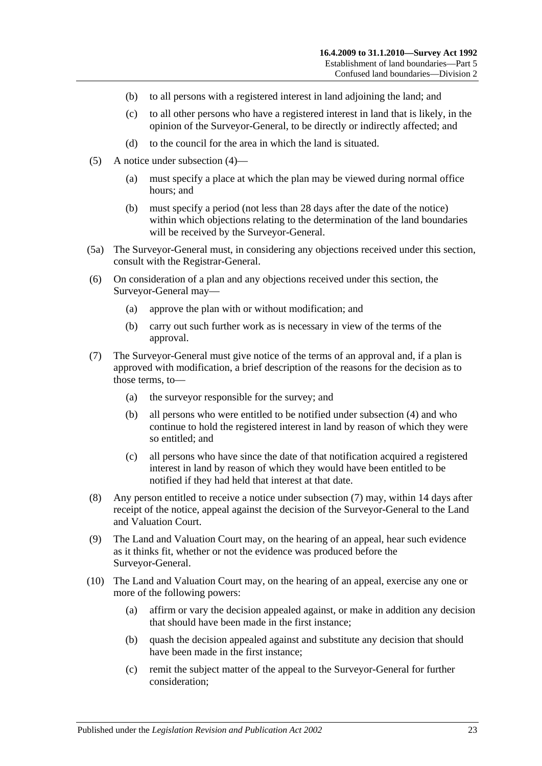(b) to all persons with a registered interest in land adjoining the land; and

(c) to all other persons who have a registered interest in land that is likely, in the opinion of the Surveyor-General, to be directly or indirectly affected; and

(d) to the council for the area in which the land is situated.

(5) A notice under subsection (4)—

(a) must specify a place at which the plan may be viewed during normal office hours; and

(b) must specify a period (not less than 28 days after the date of the notice) within which objections relating to the determination of the land boundaries will be received by the Surveyor-General.

(5a) The Surveyor-General must, in considering any objections received under this section, consult with the Registrar-General.

(6) On consideration of a plan and any objections received under this section, the Surveyor-General may—

(a) approve the plan with or without modification; and

(b) carry out such further work as is necessary in view of the terms of the approval.

(7) The Surveyor-General must give notice of the terms of an approval and, if a plan is approved with modification, a brief description of the reasons for the decision as to those terms, to—

(a) the surveyor responsible for the survey; and

(b) all persons who were entitled to be notified under subsection (4) and who continue to hold the registered interest in land by reason of which they were so entitled; and

(c) all persons who have since the date of that notification acquired a registered interest in land by reason of which they would have been entitled to be notified if they had held that interest at that date.

(8) Any person entitled to receive a notice under subsection (7) may, within 14 days after receipt of the notice, appeal against the decision of the Surveyor-General to the Land and Valuation Court.

(9) The Land and Valuation Court may, on the hearing of an appeal, hear such evidence as it thinks fit, whether or not the evidence was produced before the Surveyor-General.

(10) The Land and Valuation Court may, on the hearing of an appeal, exercise any one or more of the following powers:

(a) affirm or vary the decision appealed against, or make in addition any decision that should have been made in the first instance;

(b) quash the decision appealed against and substitute any decision that should have been made in the first instance;

(c) remit the subject matter of the appeal to the Surveyor-General for further consideration;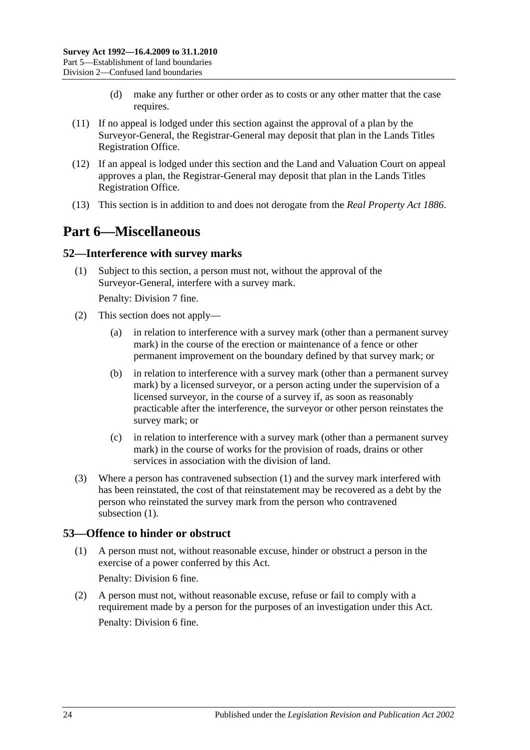(d) make any further or other order as to costs or any other matter that the case requires.

(11) If no appeal is lodged under this section against the approval of a plan by the Surveyor-General, the Registrar-General may deposit that plan in the Lands Titles Registration Office.

(12) If an appeal is lodged under this section and the Land and Valuation Court on appeal approves a plan, the Registrar-General may deposit that plan in the Lands Titles Registration Office.

(13) This section is in addition to and does not derogate from the *Real Property Act 1886*.

# Part 6—Miscellaneous

## 52—Interference with survey marks

(1) Subject to this section, a person must not, without the approval of the Surveyor-General, interfere with a survey mark.

Penalty: Division 7 fine.

(2) This section does not apply—

(a) in relation to interference with a survey mark (other than a permanent survey mark) in the course of the erection or maintenance of a fence or other permanent improvement on the boundary defined by that survey mark; or

(b) in relation to interference with a survey mark (other than a permanent survey mark) by a licensed surveyor, or a person acting under the supervision of a licensed surveyor, in the course of a survey if, as soon as reasonably practicable after the interference, the surveyor or other person reinstates the survey mark; or

(c) in relation to interference with a survey mark (other than a permanent survey mark) in the course of works for the provision of roads, drains or other services in association with the division of land.

(3) Where a person has contravened subsection (1) and the survey mark interfered with has been reinstated, the cost of that reinstatement may be recovered as a debt by the person who reinstated the survey mark from the person who contravened subsection (1).

## 53—Offence to hinder or obstruct

(1) A person must not, without reasonable excuse, hinder or obstruct a person in the exercise of a power conferred by this Act.

Penalty: Division 6 fine.

(2) A person must not, without reasonable excuse, refuse or fail to comply with a requirement made by a person for the purposes of an investigation under this Act.

Penalty: Division 6 fine.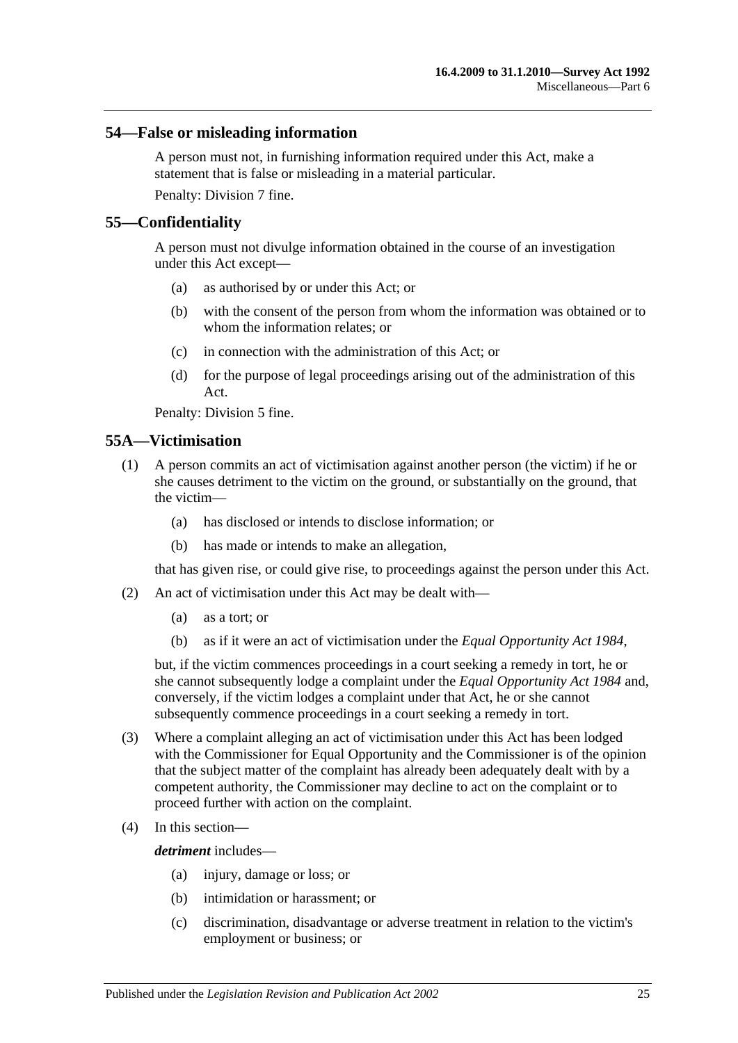## 54—False or misleading information

A person must not, in furnishing information required under this Act, make a statement that is false or misleading in a material particular.

Penalty: Division 7 fine.

## 55—Confidentiality

A person must not divulge information obtained in the course of an investigation under this Act except—

- (a) as authorised by or under this Act; or
- (b) with the consent of the person from whom the information was obtained or to whom the information relates; or
- (c) in connection with the administration of this Act; or
- (d) for the purpose of legal proceedings arising out of the administration of this Act.

Penalty: Division 5 fine.

## 55A—Victimisation

(1) A person commits an act of victimisation against another person (the victim) if he or she causes detriment to the victim on the ground, or substantially on the ground, that the victim—

- (a) has disclosed or intends to disclose information; or
- (b) has made or intends to make an allegation,

that has given rise, or could give rise, to proceedings against the person under this Act.

(2) An act of victimisation under this Act may be dealt with—

- (a) as a tort; or
- (b) as if it were an act of victimisation under the *Equal Opportunity Act 1984*,

but, if the victim commences proceedings in a court seeking a remedy in tort, he or she cannot subsequently lodge a complaint under the *Equal Opportunity Act 1984* and, conversely, if the victim lodges a complaint under that Act, he or she cannot subsequently commence proceedings in a court seeking a remedy in tort.

(3) Where a complaint alleging an act of victimisation under this Act has been lodged with the Commissioner for Equal Opportunity and the Commissioner is of the opinion that the subject matter of the complaint has already been adequately dealt with by a competent authority, the Commissioner may decline to act on the complaint or to proceed further with action on the complaint.

(4) In this section—

***detriment*** includes—

- (a) injury, damage or loss; or
- (b) intimidation or harassment; or
- (c) discrimination, disadvantage or adverse treatment in relation to the victim's employment or business; or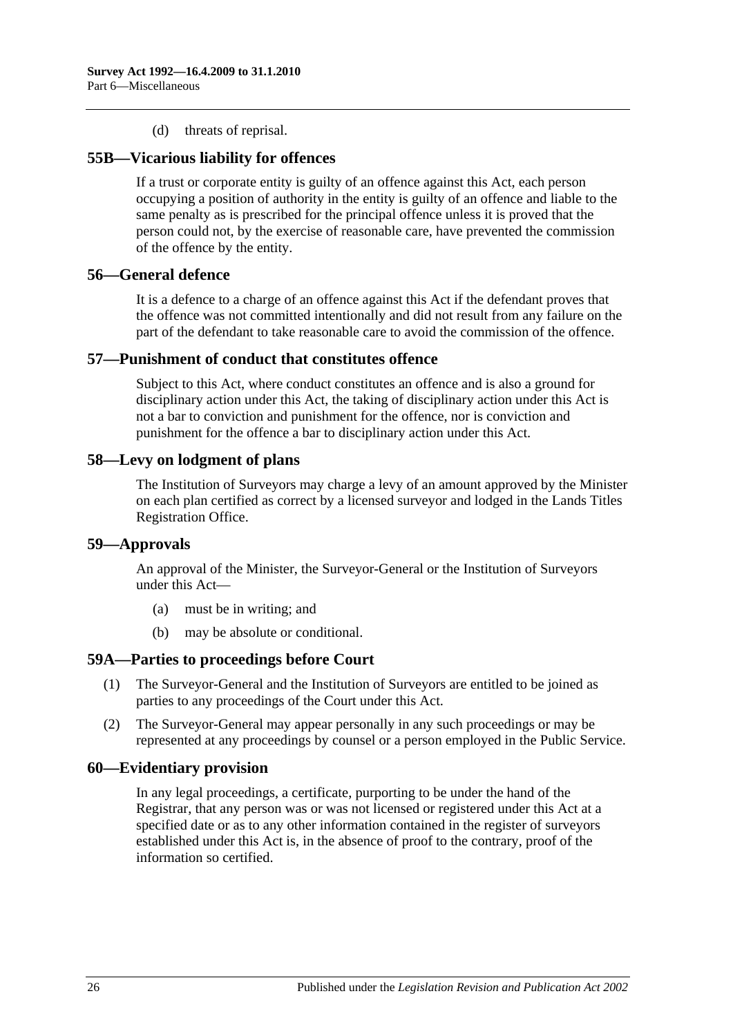(d) threats of reprisal.

## 55B—Vicarious liability for offences

If a trust or corporate entity is guilty of an offence against this Act, each person occupying a position of authority in the entity is guilty of an offence and liable to the same penalty as is prescribed for the principal offence unless it is proved that the person could not, by the exercise of reasonable care, have prevented the commission of the offence by the entity.

## 56—General defence

It is a defence to a charge of an offence against this Act if the defendant proves that the offence was not committed intentionally and did not result from any failure on the part of the defendant to take reasonable care to avoid the commission of the offence.

## 57—Punishment of conduct that constitutes offence

Subject to this Act, where conduct constitutes an offence and is also a ground for disciplinary action under this Act, the taking of disciplinary action under this Act is not a bar to conviction and punishment for the offence, nor is conviction and punishment for the offence a bar to disciplinary action under this Act.

## 58—Levy on lodgment of plans

The Institution of Surveyors may charge a levy of an amount approved by the Minister on each plan certified as correct by a licensed surveyor and lodged in the Lands Titles Registration Office.

## 59—Approvals

An approval of the Minister, the Surveyor-General or the Institution of Surveyors under this Act—

(a) must be in writing; and

(b) may be absolute or conditional.

## 59A—Parties to proceedings before Court

(1) The Surveyor-General and the Institution of Surveyors are entitled to be joined as parties to any proceedings of the Court under this Act.

(2) The Surveyor-General may appear personally in any such proceedings or may be represented at any proceedings by counsel or a person employed in the Public Service.

## 60—Evidentiary provision

In any legal proceedings, a certificate, purporting to be under the hand of the Registrar, that any person was or was not licensed or registered under this Act at a specified date or as to any other information contained in the register of surveyors established under this Act is, in the absence of proof to the contrary, proof of the information so certified.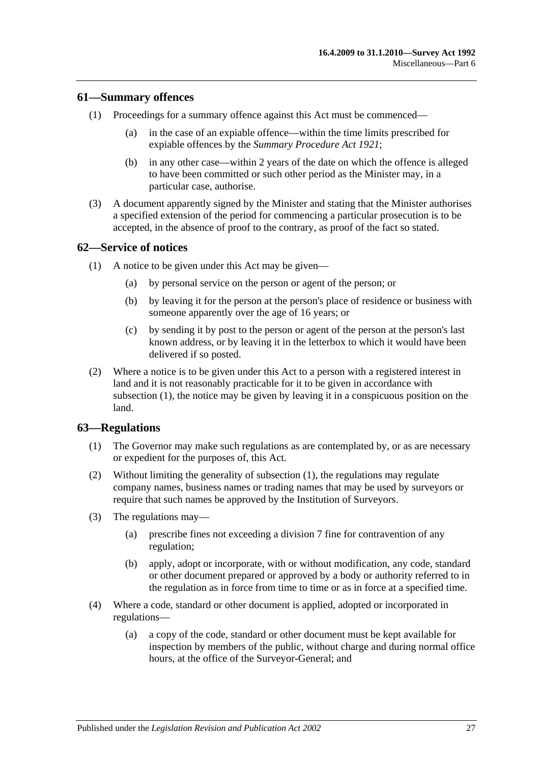## 61—Summary offences

(1) Proceedings for a summary offence against this Act must be commenced—

(a) in the case of an expiable offence—within the time limits prescribed for expiable offences by the *Summary Procedure Act 1921*;

(b) in any other case—within 2 years of the date on which the offence is alleged to have been committed or such other period as the Minister may, in a particular case, authorise.

(3) A document apparently signed by the Minister and stating that the Minister authorises a specified extension of the period for commencing a particular prosecution is to be accepted, in the absence of proof to the contrary, as proof of the fact so stated.

## 62—Service of notices

(1) A notice to be given under this Act may be given—

(a) by personal service on the person or agent of the person; or

(b) by leaving it for the person at the person's place of residence or business with someone apparently over the age of 16 years; or

(c) by sending it by post to the person or agent of the person at the person's last known address, or by leaving it in the letterbox to which it would have been delivered if so posted.

(2) Where a notice is to be given under this Act to a person with a registered interest in land and it is not reasonably practicable for it to be given in accordance with subsection (1), the notice may be given by leaving it in a conspicuous position on the land.

## 63—Regulations

(1) The Governor may make such regulations as are contemplated by, or as are necessary or expedient for the purposes of, this Act.

(2) Without limiting the generality of subsection (1), the regulations may regulate company names, business names or trading names that may be used by surveyors or require that such names be approved by the Institution of Surveyors.

(3) The regulations may—

(a) prescribe fines not exceeding a division 7 fine for contravention of any regulation;

(b) apply, adopt or incorporate, with or without modification, any code, standard or other document prepared or approved by a body or authority referred to in the regulation as in force from time to time or as in force at a specified time.

(4) Where a code, standard or other document is applied, adopted or incorporated in regulations—

(a) a copy of the code, standard or other document must be kept available for inspection by members of the public, without charge and during normal office hours, at the office of the Surveyor-General; and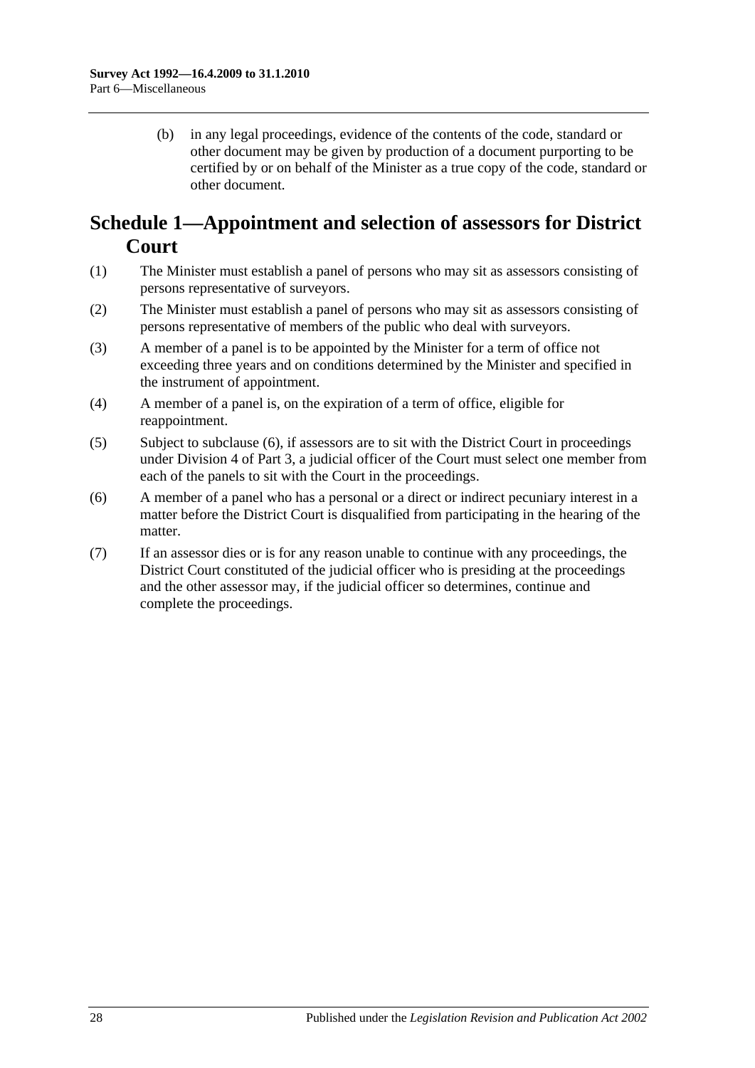(b) in any legal proceedings, evidence of the contents of the code, standard or other document may be given by production of a document purporting to be certified by or on behalf of the Minister as a true copy of the code, standard or other document.

# Schedule 1—Appointment and selection of assessors for District Court

(1) The Minister must establish a panel of persons who may sit as assessors consisting of persons representative of surveyors.

(2) The Minister must establish a panel of persons who may sit as assessors consisting of persons representative of members of the public who deal with surveyors.

(3) A member of a panel is to be appointed by the Minister for a term of office not exceeding three years and on conditions determined by the Minister and specified in the instrument of appointment.

(4) A member of a panel is, on the expiration of a term of office, eligible for reappointment.

(5) Subject to subclause (6), if assessors are to sit with the District Court in proceedings under Division 4 of Part 3, a judicial officer of the Court must select one member from each of the panels to sit with the Court in the proceedings.

(6) A member of a panel who has a personal or a direct or indirect pecuniary interest in a matter before the District Court is disqualified from participating in the hearing of the matter.

(7) If an assessor dies or is for any reason unable to continue with any proceedings, the District Court constituted of the judicial officer who is presiding at the proceedings and the other assessor may, if the judicial officer so determines, continue and complete the proceedings.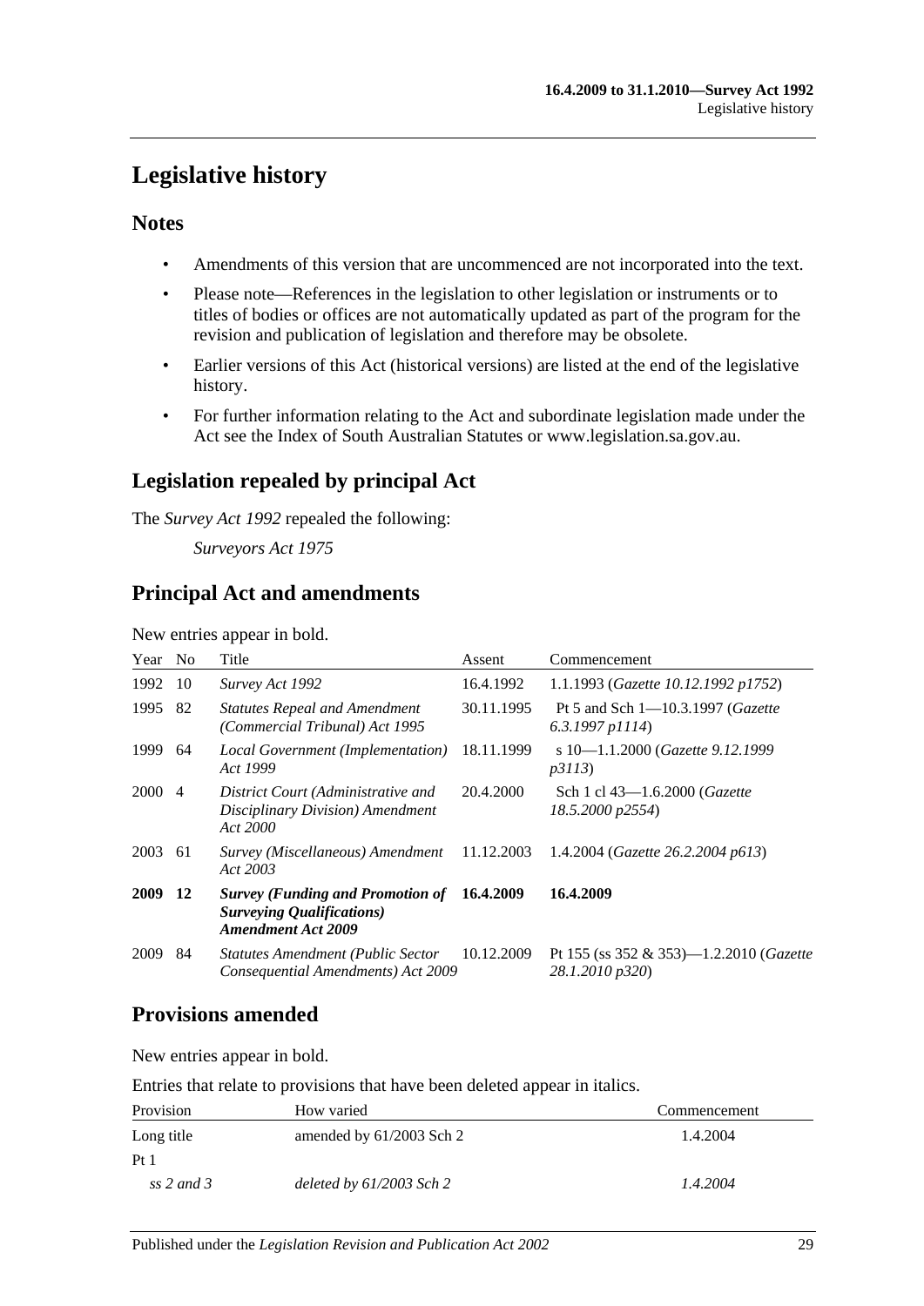# Legislative history

## Notes

- Amendments of this version that are uncommenced are not incorporated into the text.
- Please note—References in the legislation to other legislation or instruments or to titles of bodies or offices are not automatically updated as part of the program for the revision and publication of legislation and therefore may be obsolete.
- Earlier versions of this Act (historical versions) are listed at the end of the legislative history.
- For further information relating to the Act and subordinate legislation made under the Act see the Index of South Australian Statutes or www.legislation.sa.gov.au.

## Legislation repealed by principal Act

The *Survey Act 1992* repealed the following:

*Surveyors Act 1975*

## Principal Act and amendments

New entries appear in bold.

| Year | No | Title | Assent | Commencement |
|---|---|---|---|---|
| 1992 | 10 | *Survey Act 1992* | 16.4.1992 | 1.1.1993 (*Gazette 10.12.1992 p1752*) |
| 1995 | 82 | *Statutes Repeal and Amendment (Commercial Tribunal) Act 1995* | 30.11.1995 | Pt 5 and Sch 1—10.3.1997 (*Gazette 6.3.1997 p1114*) |
| 1999 | 64 | *Local Government (Implementation) Act 1999* | 18.11.1999 | s 10—1.1.2000 (*Gazette 9.12.1999 p3113*) |
| 2000 | 4 | *District Court (Administrative and Disciplinary Division) Amendment Act 2000* | 20.4.2000 | Sch 1 cl 43—1.6.2000 (*Gazette 18.5.2000 p2554*) |
| 2003 | 61 | *Survey (Miscellaneous) Amendment Act 2003* | 11.12.2003 | 1.4.2004 (*Gazette 26.2.2004 p613*) |
| **2009** | **12** | ***Survey (Funding and Promotion of Surveying Qualifications) Amendment Act 2009*** | **16.4.2009** | **16.4.2009** |
| 2009 | 84 | *Statutes Amendment (Public Sector Consequential Amendments) Act 2009* | 10.12.2009 | Pt 155 (ss 352 & 353)—1.2.2010 (*Gazette 28.1.2010 p320*) |

## Provisions amended

New entries appear in bold.

Entries that relate to provisions that have been deleted appear in italics.

| Provision | How varied | Commencement |
|---|---|---|
| Long title | amended by 61/2003 Sch 2 | 1.4.2004 |
| Pt 1 | | |
| *ss 2 and 3* | *deleted by 61/2003 Sch 2* | *1.4.2004* |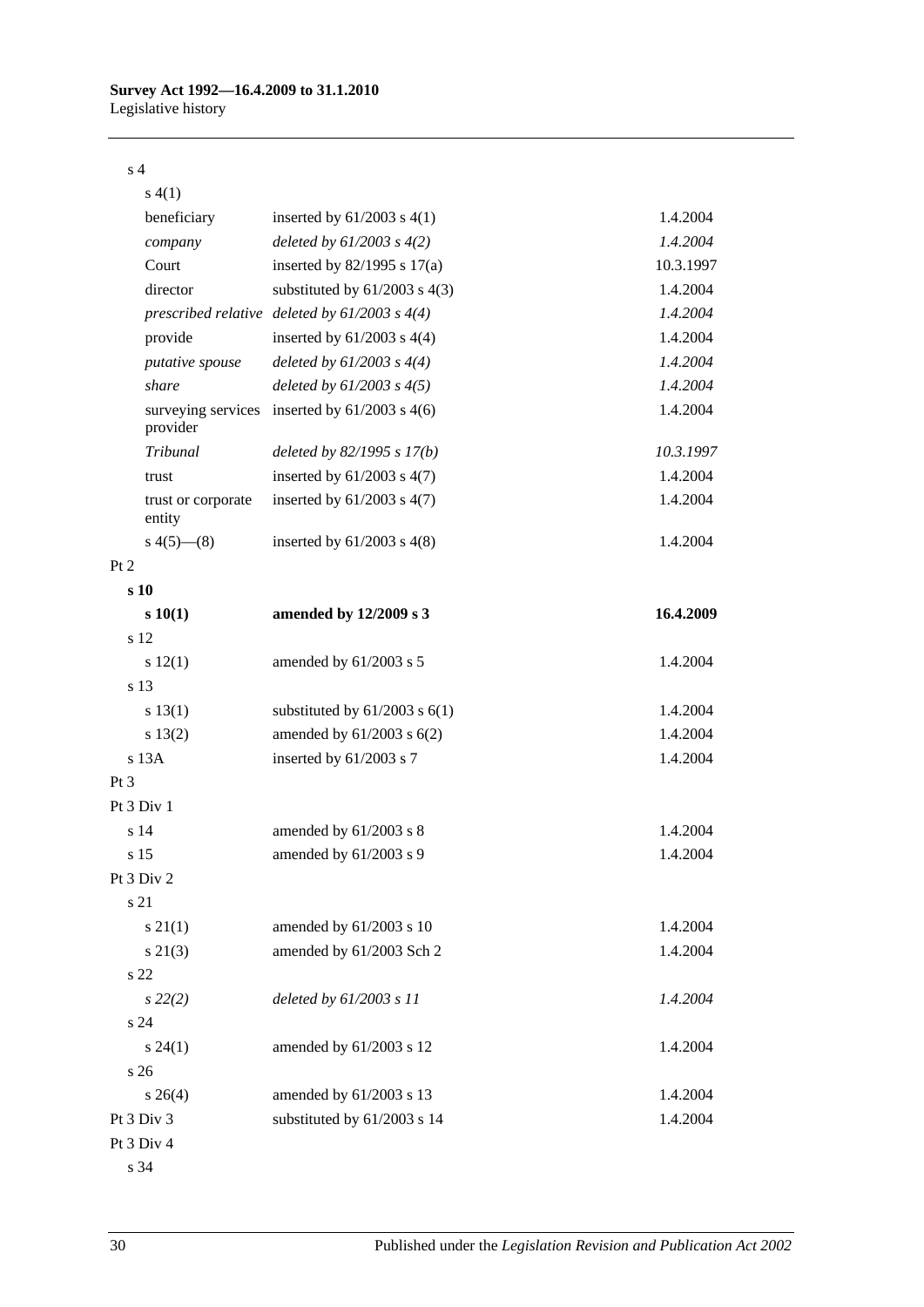| | | |
|---|---|---|
| s 4 | | |
| s 4(1) | | |
| beneficiary | inserted by 61/2003 s 4(1) | 1.4.2004 |
| *company* | *deleted by 61/2003 s 4(2)* | *1.4.2004* |
| Court | inserted by 82/1995 s 17(a) | 10.3.1997 |
| director | substituted by 61/2003 s 4(3) | 1.4.2004 |
| *prescribed relative* | *deleted by 61/2003 s 4(4)* | *1.4.2004* |
| provide | inserted by 61/2003 s 4(4) | 1.4.2004 |
| *putative spouse* | *deleted by 61/2003 s 4(4)* | *1.4.2004* |
| *share* | *deleted by 61/2003 s 4(5)* | *1.4.2004* |
| surveying services provider | inserted by 61/2003 s 4(6) | 1.4.2004 |
| *Tribunal* | *deleted by 82/1995 s 17(b)* | *10.3.1997* |
| trust | inserted by 61/2003 s 4(7) | 1.4.2004 |
| trust or corporate entity | inserted by 61/2003 s 4(7) | 1.4.2004 |
| s 4(5)—(8) | inserted by 61/2003 s 4(8) | 1.4.2004 |
| Pt 2 | | |
| **s 10** | | |
| **s 10(1)** | **amended by 12/2009 s 3** | **16.4.2009** |
| s 12 | | |
| s 12(1) | amended by 61/2003 s 5 | 1.4.2004 |
| s 13 | | |
| s 13(1) | substituted by 61/2003 s 6(1) | 1.4.2004 |
| s 13(2) | amended by 61/2003 s 6(2) | 1.4.2004 |
| s 13A | inserted by 61/2003 s 7 | 1.4.2004 |
| Pt 3 | | |
| Pt 3 Div 1 | | |
| s 14 | amended by 61/2003 s 8 | 1.4.2004 |
| s 15 | amended by 61/2003 s 9 | 1.4.2004 |
| Pt 3 Div 2 | | |
| s 21 | | |
| s 21(1) | amended by 61/2003 s 10 | 1.4.2004 |
| s 21(3) | amended by 61/2003 Sch 2 | 1.4.2004 |
| s 22 | | |
| *s 22(2)* | *deleted by 61/2003 s 11* | *1.4.2004* |
| s 24 | | |
| s 24(1) | amended by 61/2003 s 12 | 1.4.2004 |
| s 26 | | |
| s 26(4) | amended by 61/2003 s 13 | 1.4.2004 |
| Pt 3 Div 3 | substituted by 61/2003 s 14 | 1.4.2004 |
| Pt 3 Div 4 | | |
| s 34 | | |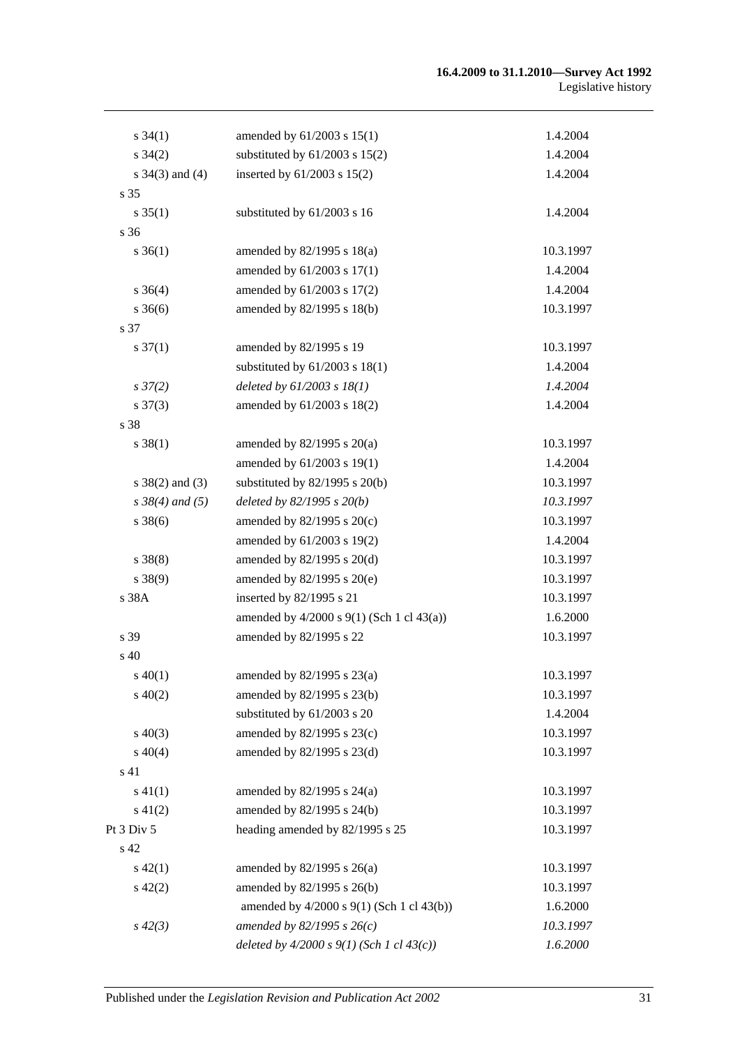| | | |
|---|---|---|
| s 34(1) | amended by 61/2003 s 15(1) | 1.4.2004 |
| s 34(2) | substituted by 61/2003 s 15(2) | 1.4.2004 |
| s 34(3) and (4) | inserted by 61/2003 s 15(2) | 1.4.2004 |
| s 35 | | |
| s 35(1) | substituted by 61/2003 s 16 | 1.4.2004 |
| s 36 | | |
| s 36(1) | amended by 82/1995 s 18(a) | 10.3.1997 |
| | amended by 61/2003 s 17(1) | 1.4.2004 |
| s 36(4) | amended by 61/2003 s 17(2) | 1.4.2004 |
| s 36(6) | amended by 82/1995 s 18(b) | 10.3.1997 |
| s 37 | | |
| s 37(1) | amended by 82/1995 s 19 | 10.3.1997 |
| | substituted by 61/2003 s 18(1) | 1.4.2004 |
| *s 37(2)* | *deleted by 61/2003 s 18(1)* | *1.4.2004* |
| s 37(3) | amended by 61/2003 s 18(2) | 1.4.2004 |
| s 38 | | |
| s 38(1) | amended by 82/1995 s 20(a) | 10.3.1997 |
| | amended by 61/2003 s 19(1) | 1.4.2004 |
| s 38(2) and (3) | substituted by 82/1995 s 20(b) | 10.3.1997 |
| *s 38(4) and (5)* | *deleted by 82/1995 s 20(b)* | *10.3.1997* |
| s 38(6) | amended by 82/1995 s 20(c) | 10.3.1997 |
| | amended by 61/2003 s 19(2) | 1.4.2004 |
| s 38(8) | amended by 82/1995 s 20(d) | 10.3.1997 |
| s 38(9) | amended by 82/1995 s 20(e) | 10.3.1997 |
| s 38A | inserted by 82/1995 s 21 | 10.3.1997 |
| | amended by 4/2000 s 9(1) (Sch 1 cl 43(a)) | 1.6.2000 |
| s 39 | amended by 82/1995 s 22 | 10.3.1997 |
| s 40 | | |
| s 40(1) | amended by 82/1995 s 23(a) | 10.3.1997 |
| s 40(2) | amended by 82/1995 s 23(b) | 10.3.1997 |
| | substituted by 61/2003 s 20 | 1.4.2004 |
| s 40(3) | amended by 82/1995 s 23(c) | 10.3.1997 |
| s 40(4) | amended by 82/1995 s 23(d) | 10.3.1997 |
| s 41 | | |
| s 41(1) | amended by 82/1995 s 24(a) | 10.3.1997 |
| s 41(2) | amended by 82/1995 s 24(b) | 10.3.1997 |
| Pt 3 Div 5 | heading amended by 82/1995 s 25 | 10.3.1997 |
| s 42 | | |
| s 42(1) | amended by 82/1995 s 26(a) | 10.3.1997 |
| s 42(2) | amended by 82/1995 s 26(b) | 10.3.1997 |
| | amended by 4/2000 s 9(1) (Sch 1 cl 43(b)) | 1.6.2000 |
| *s 42(3)* | *amended by 82/1995 s 26(c)* | *10.3.1997* |
| | *deleted by 4/2000 s 9(1) (Sch 1 cl 43(c))* | *1.6.2000* |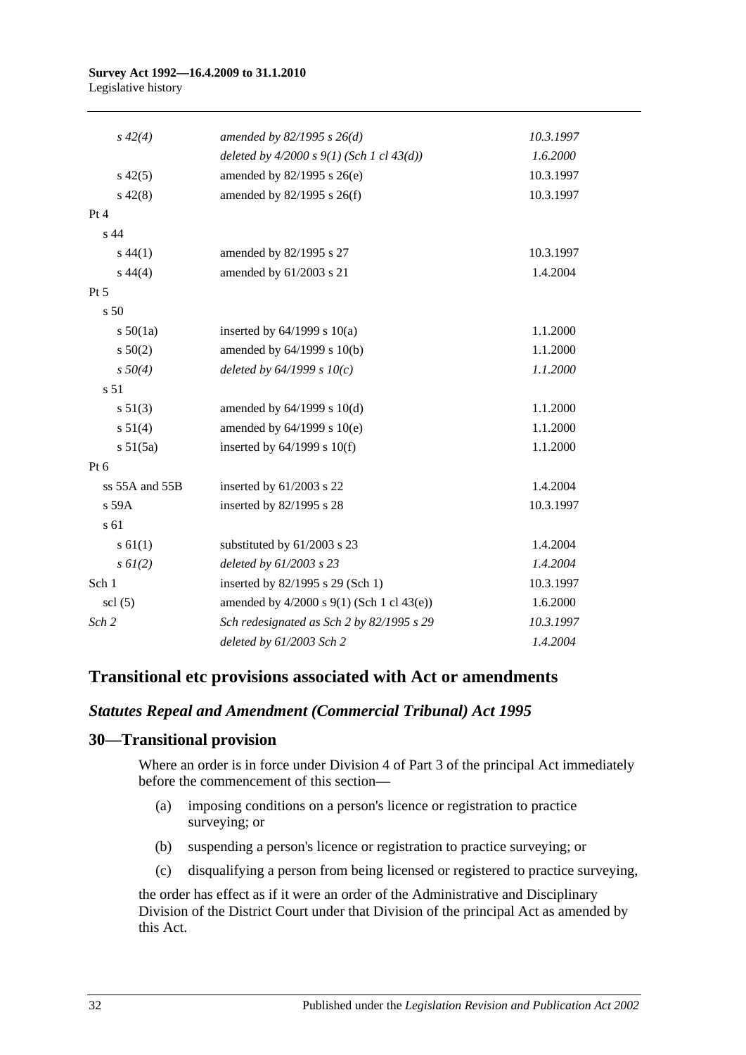| | | |
|---|---|---|
| *s 42(4)* | *amended by 82/1995 s 26(d)* | *10.3.1997* |
| | *deleted by 4/2000 s 9(1) (Sch 1 cl 43(d))* | *1.6.2000* |
| s 42(5) | amended by 82/1995 s 26(e) | 10.3.1997 |
| s 42(8) | amended by 82/1995 s 26(f) | 10.3.1997 |
| Pt 4 | | |
| s 44 | | |
| s 44(1) | amended by 82/1995 s 27 | 10.3.1997 |
| s 44(4) | amended by 61/2003 s 21 | 1.4.2004 |
| Pt 5 | | |
| s 50 | | |
| s 50(1a) | inserted by 64/1999 s 10(a) | 1.1.2000 |
| s 50(2) | amended by 64/1999 s 10(b) | 1.1.2000 |
| *s 50(4)* | *deleted by 64/1999 s 10(c)* | *1.1.2000* |
| s 51 | | |
| s 51(3) | amended by 64/1999 s 10(d) | 1.1.2000 |
| s 51(4) | amended by 64/1999 s 10(e) | 1.1.2000 |
| s 51(5a) | inserted by 64/1999 s 10(f) | 1.1.2000 |
| Pt 6 | | |
| ss 55A and 55B | inserted by 61/2003 s 22 | 1.4.2004 |
| s 59A | inserted by 82/1995 s 28 | 10.3.1997 |
| s 61 | | |
| s 61(1) | substituted by 61/2003 s 23 | 1.4.2004 |
| *s 61(2)* | *deleted by 61/2003 s 23* | *1.4.2004* |
| Sch 1 | inserted by 82/1995 s 29 (Sch 1) | 10.3.1997 |
| scl (5) | amended by 4/2000 s 9(1) (Sch 1 cl 43(e)) | 1.6.2000 |
| *Sch 2* | *Sch redesignated as Sch 2 by 82/1995 s 29* | *10.3.1997* |
| | *deleted by 61/2003 Sch 2* | *1.4.2004* |

## Transitional etc provisions associated with Act or amendments

### *Statutes Repeal and Amendment (Commercial Tribunal) Act 1995*

### 30—Transitional provision

Where an order is in force under Division 4 of Part 3 of the principal Act immediately before the commencement of this section—

(a) imposing conditions on a person's licence or registration to practice surveying; or

(b) suspending a person's licence or registration to practice surveying; or

(c) disqualifying a person from being licensed or registered to practice surveying,

the order has effect as if it were an order of the Administrative and Disciplinary Division of the District Court under that Division of the principal Act as amended by this Act.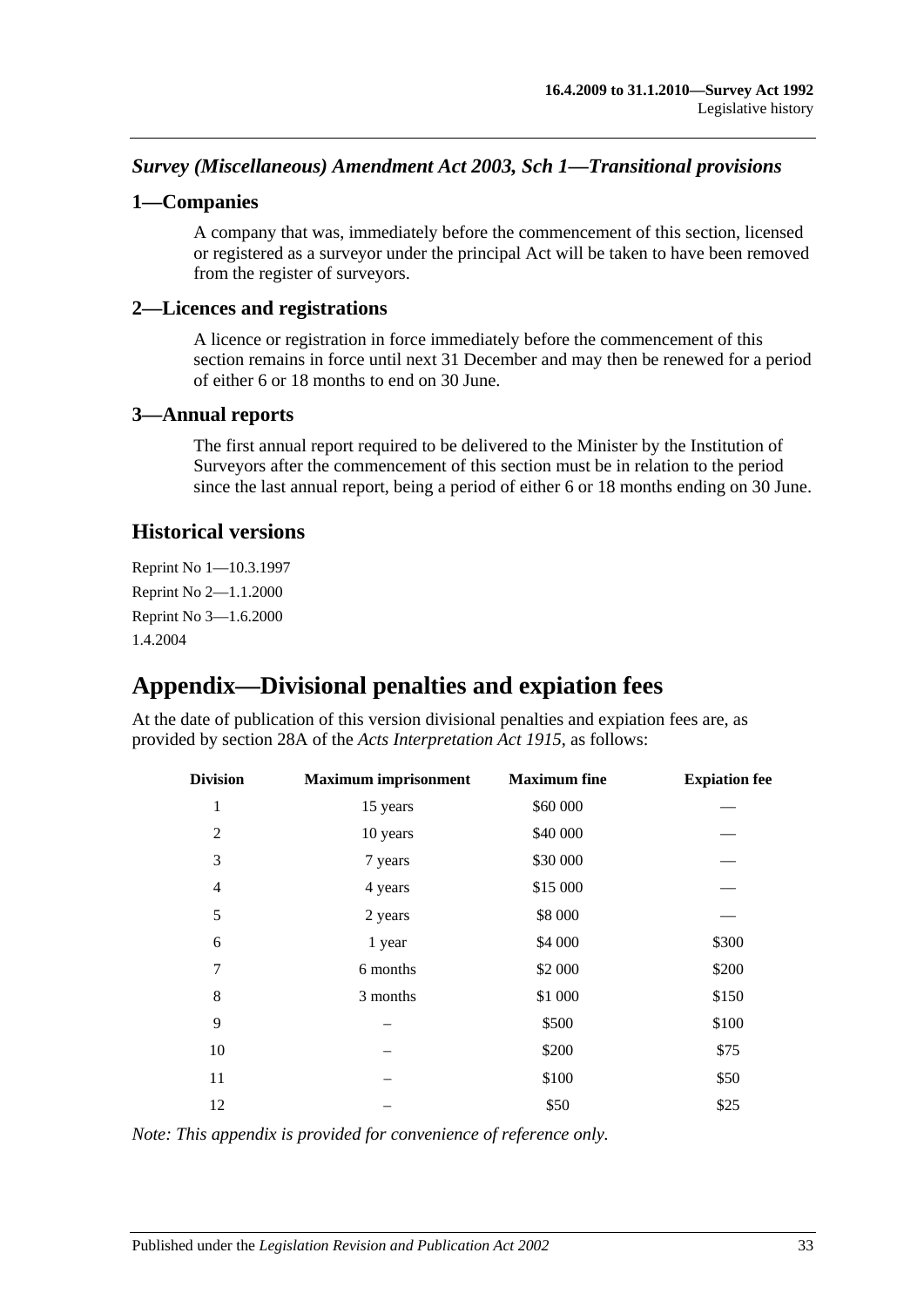### *Survey (Miscellaneous) Amendment Act 2003, Sch 1—Transitional provisions*

#### 1—Companies

A company that was, immediately before the commencement of this section, licensed or registered as a surveyor under the principal Act will be taken to have been removed from the register of surveyors.

#### 2—Licences and registrations

A licence or registration in force immediately before the commencement of this section remains in force until next 31 December and may then be renewed for a period of either 6 or 18 months to end on 30 June.

#### 3—Annual reports

The first annual report required to be delivered to the Minister by the Institution of Surveyors after the commencement of this section must be in relation to the period since the last annual report, being a period of either 6 or 18 months ending on 30 June.

## Historical versions

Reprint No 1—10.3.1997

Reprint No 2—1.1.2000

Reprint No 3—1.6.2000

1.4.2004

# Appendix—Divisional penalties and expiation fees

At the date of publication of this version divisional penalties and expiation fees are, as provided by section 28A of the *Acts Interpretation Act 1915*, as follows:

| Division | Maximum imprisonment | Maximum fine | Expiation fee |
|---|---|---|---|
| 1 | 15 years | \$60 000 | — |
| 2 | 10 years | \$40 000 | — |
| 3 | 7 years | \$30 000 | — |
| 4 | 4 years | \$15 000 | — |
| 5 | 2 years | \$8 000 | — |
| 6 | 1 year | \$4 000 | \$300 |
| 7 | 6 months | \$2 000 | \$200 |
| 8 | 3 months | \$1 000 | \$150 |
| 9 | – | \$500 | \$100 |
| 10 | – | \$200 | \$75 |
| 11 | – | \$100 | \$50 |
| 12 | – | \$50 | \$25 |

*Note: This appendix is provided for convenience of reference only.*